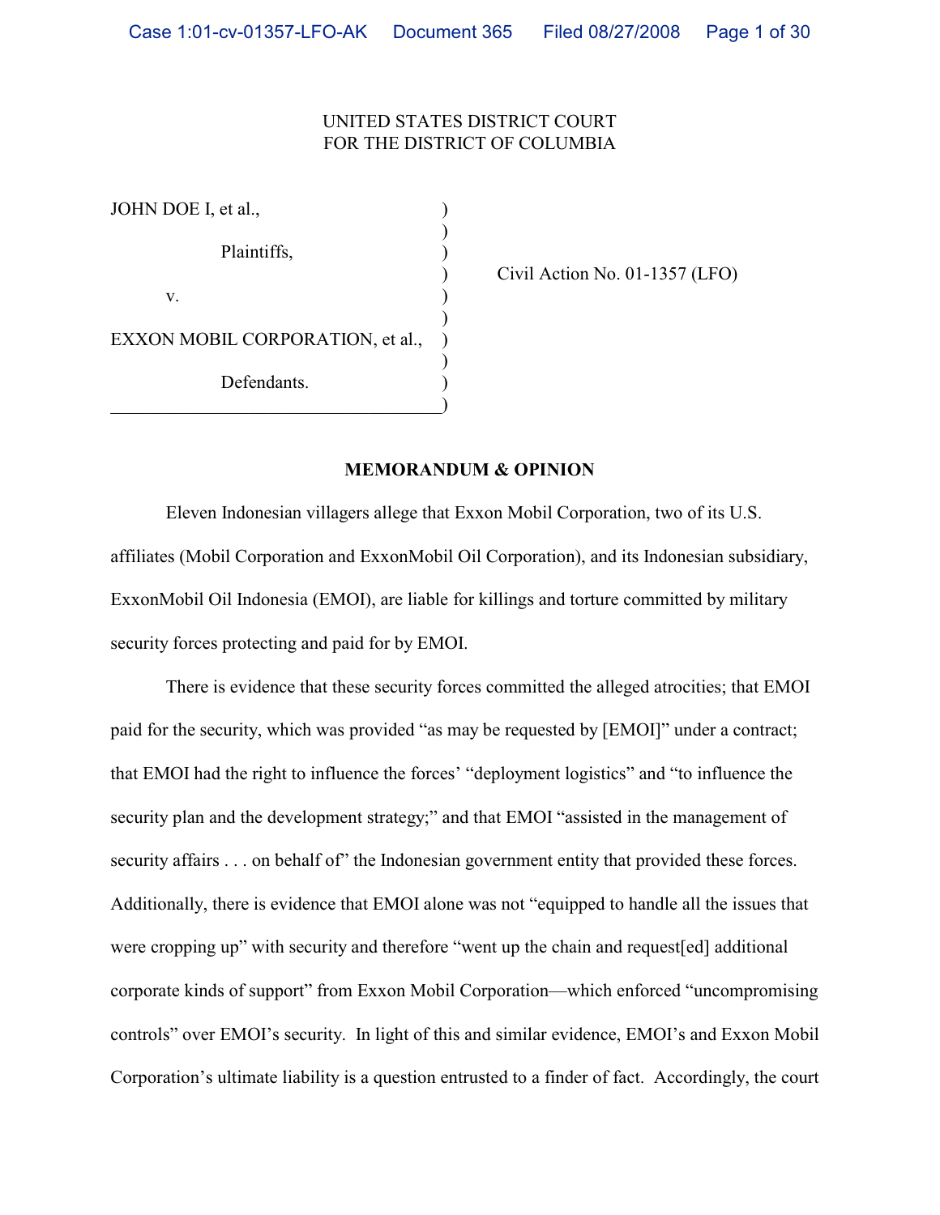UNITED STATES DISTRICT COURT
FOR THE DISTRICT OF COLUMBIA

| | | |
|---|---|---|
| JOHN DOE I, et al., | ) | |
| Plaintiffs, | ) | |
| v. | ) | Civil Action No. 01-1357 (LFO) |
| EXXON MOBIL CORPORATION, et al., | ) | |
| Defendants. | ) | |

**MEMORANDUM & OPINION**

Eleven Indonesian villagers allege that Exxon Mobil Corporation, two of its U.S. affiliates (Mobil Corporation and ExxonMobil Oil Corporation), and its Indonesian subsidiary, ExxonMobil Oil Indonesia (EMOI), are liable for killings and torture committed by military security forces protecting and paid for by EMOI.

There is evidence that these security forces committed the alleged atrocities; that EMOI paid for the security, which was provided "as may be requested by [EMOI]" under a contract; that EMOI had the right to influence the forces' "deployment logistics" and "to influence the security plan and the development strategy;" and that EMOI "assisted in the management of security affairs . . . on behalf of" the Indonesian government entity that provided these forces. Additionally, there is evidence that EMOI alone was not "equipped to handle all the issues that were cropping up" with security and therefore "went up the chain and request[ed] additional corporate kinds of support" from Exxon Mobil Corporation—which enforced "uncompromising controls" over EMOI's security. In light of this and similar evidence, EMOI's and Exxon Mobil Corporation's ultimate liability is a question entrusted to a finder of fact. Accordingly, the court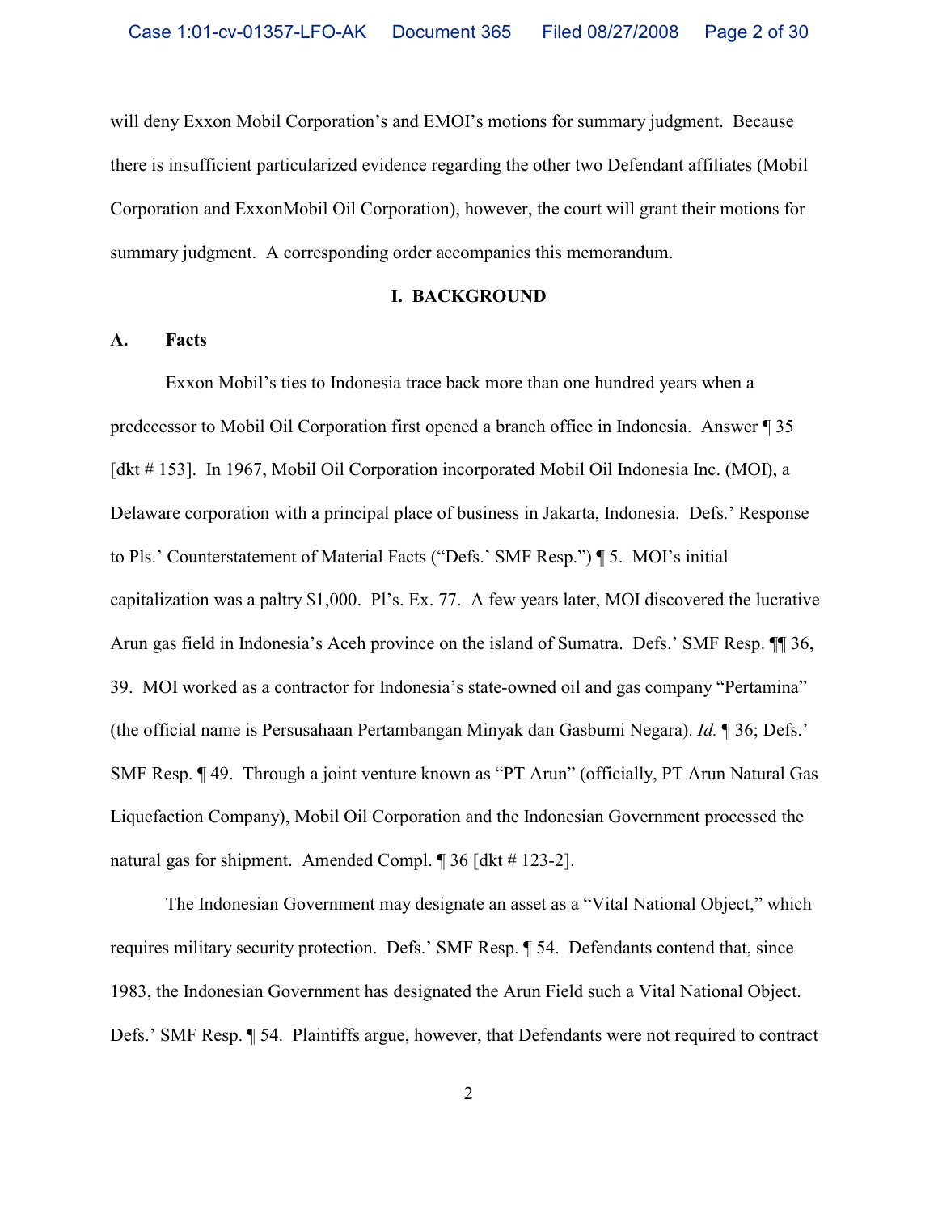will deny Exxon Mobil Corporation's and EMOI's motions for summary judgment. Because there is insufficient particularized evidence regarding the other two Defendant affiliates (Mobil Corporation and ExxonMobil Oil Corporation), however, the court will grant their motions for summary judgment. A corresponding order accompanies this memorandum.

## I. BACKGROUND

### A. Facts

Exxon Mobil's ties to Indonesia trace back more than one hundred years when a predecessor to Mobil Oil Corporation first opened a branch office in Indonesia. Answer ¶ 35 [dkt # 153]. In 1967, Mobil Oil Corporation incorporated Mobil Oil Indonesia Inc. (MOI), a Delaware corporation with a principal place of business in Jakarta, Indonesia. Defs.' Response to Pls.' Counterstatement of Material Facts ("Defs.' SMF Resp.") ¶ 5. MOI's initial capitalization was a paltry $1,000. Pl's. Ex. 77. A few years later, MOI discovered the lucrative Arun gas field in Indonesia's Aceh province on the island of Sumatra. Defs.' SMF Resp. ¶¶ 36, 39. MOI worked as a contractor for Indonesia's state-owned oil and gas company "Pertamina" (the official name is Persusahaan Pertambangan Minyak dan Gasbumi Negara). *Id.* ¶ 36; Defs.' SMF Resp. ¶ 49. Through a joint venture known as "PT Arun" (officially, PT Arun Natural Gas Liquefaction Company), Mobil Oil Corporation and the Indonesian Government processed the natural gas for shipment. Amended Compl. ¶ 36 [dkt # 123-2].

The Indonesian Government may designate an asset as a "Vital National Object," which requires military security protection. Defs.' SMF Resp. ¶ 54. Defendants contend that, since 1983, the Indonesian Government has designated the Arun Field such a Vital National Object. Defs.' SMF Resp. ¶ 54. Plaintiffs argue, however, that Defendants were not required to contract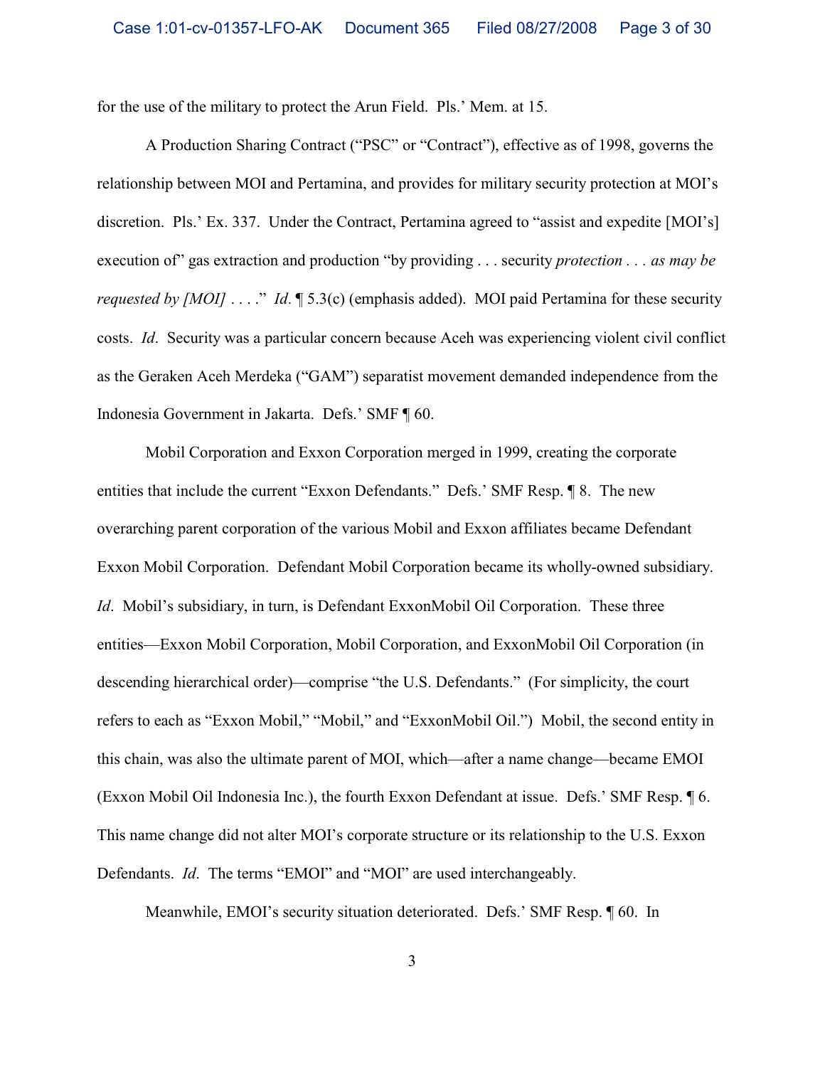for the use of the military to protect the Arun Field. Pls.' Mem. at 15.

A Production Sharing Contract ("PSC" or "Contract"), effective as of 1998, governs the relationship between MOI and Pertamina, and provides for military security protection at MOI's discretion. Pls.' Ex. 337. Under the Contract, Pertamina agreed to "assist and expedite [MOI's] execution of" gas extraction and production "by providing . . . security *protection . . . as may be requested by [MOI]* . . . ." *Id*. ¶ 5.3(c) (emphasis added). MOI paid Pertamina for these security costs. *Id*. Security was a particular concern because Aceh was experiencing violent civil conflict as the Geraken Aceh Merdeka ("GAM") separatist movement demanded independence from the Indonesia Government in Jakarta. Defs.' SMF ¶ 60.

Mobil Corporation and Exxon Corporation merged in 1999, creating the corporate entities that include the current "Exxon Defendants." Defs.' SMF Resp. ¶ 8. The new overarching parent corporation of the various Mobil and Exxon affiliates became Defendant Exxon Mobil Corporation. Defendant Mobil Corporation became its wholly-owned subsidiary. *Id*. Mobil's subsidiary, in turn, is Defendant ExxonMobil Oil Corporation. These three entities—Exxon Mobil Corporation, Mobil Corporation, and ExxonMobil Oil Corporation (in descending hierarchical order)—comprise "the U.S. Defendants." (For simplicity, the court refers to each as "Exxon Mobil," "Mobil," and "ExxonMobil Oil.") Mobil, the second entity in this chain, was also the ultimate parent of MOI, which—after a name change—became EMOI (Exxon Mobil Oil Indonesia Inc.), the fourth Exxon Defendant at issue. Defs.' SMF Resp. ¶ 6. This name change did not alter MOI's corporate structure or its relationship to the U.S. Exxon Defendants. *Id*. The terms "EMOI" and "MOI" are used interchangeably.

Meanwhile, EMOI's security situation deteriorated. Defs.' SMF Resp. ¶ 60. In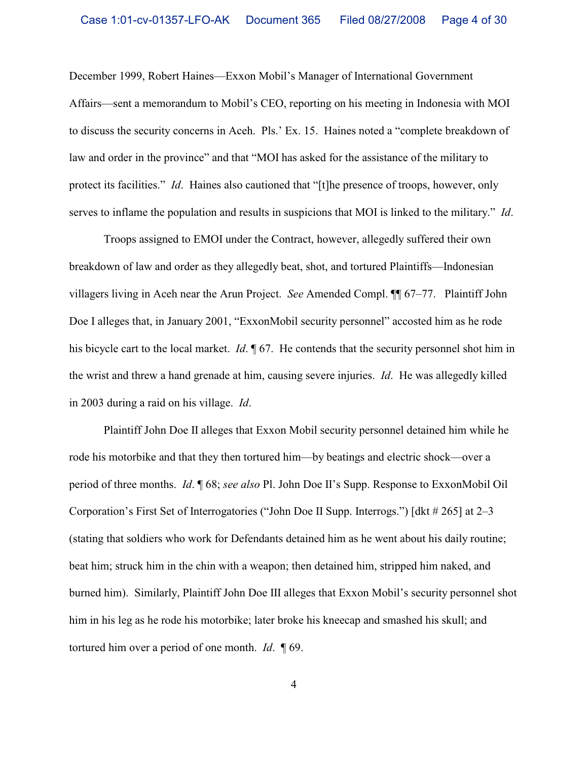December 1999, Robert Haines—Exxon Mobil's Manager of International Government Affairs—sent a memorandum to Mobil's CEO, reporting on his meeting in Indonesia with MOI to discuss the security concerns in Aceh. Pls.' Ex. 15. Haines noted a "complete breakdown of law and order in the province" and that "MOI has asked for the assistance of the military to protect its facilities." *Id*. Haines also cautioned that "[t]he presence of troops, however, only serves to inflame the population and results in suspicions that MOI is linked to the military." *Id*.

Troops assigned to EMOI under the Contract, however, allegedly suffered their own breakdown of law and order as they allegedly beat, shot, and tortured Plaintiffs—Indonesian villagers living in Aceh near the Arun Project. *See* Amended Compl. ¶¶ 67–77. Plaintiff John Doe I alleges that, in January 2001, "ExxonMobil security personnel" accosted him as he rode his bicycle cart to the local market. *Id*. ¶ 67. He contends that the security personnel shot him in the wrist and threw a hand grenade at him, causing severe injuries. *Id*. He was allegedly killed in 2003 during a raid on his village. *Id*.

Plaintiff John Doe II alleges that Exxon Mobil security personnel detained him while he rode his motorbike and that they then tortured him—by beatings and electric shock—over a period of three months. *Id*. ¶ 68; *see also* Pl. John Doe II's Supp. Response to ExxonMobil Oil Corporation's First Set of Interrogatories ("John Doe II Supp. Interrogs.") [dkt # 265] at 2–3 (stating that soldiers who work for Defendants detained him as he went about his daily routine; beat him; struck him in the chin with a weapon; then detained him, stripped him naked, and burned him). Similarly, Plaintiff John Doe III alleges that Exxon Mobil's security personnel shot him in his leg as he rode his motorbike; later broke his kneecap and smashed his skull; and tortured him over a period of one month. *Id*. ¶ 69.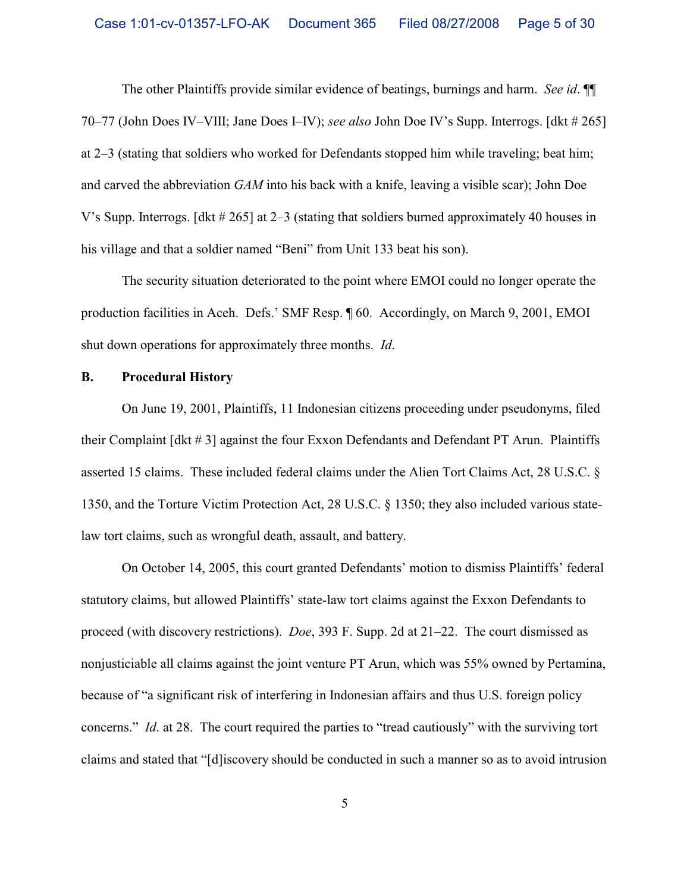The other Plaintiffs provide similar evidence of beatings, burnings and harm. *See id*. ¶¶ 70–77 (John Does IV–VIII; Jane Does I–IV); *see also* John Doe IV's Supp. Interrogs. [dkt # 265] at 2–3 (stating that soldiers who worked for Defendants stopped him while traveling; beat him; and carved the abbreviation *GAM* into his back with a knife, leaving a visible scar); John Doe V's Supp. Interrogs. [dkt # 265] at 2–3 (stating that soldiers burned approximately 40 houses in his village and that a soldier named "Beni" from Unit 133 beat his son).

The security situation deteriorated to the point where EMOI could no longer operate the production facilities in Aceh. Defs.' SMF Resp. ¶ 60. Accordingly, on March 9, 2001, EMOI shut down operations for approximately three months. *Id*.

### B. Procedural History

On June 19, 2001, Plaintiffs, 11 Indonesian citizens proceeding under pseudonyms, filed their Complaint [dkt # 3] against the four Exxon Defendants and Defendant PT Arun. Plaintiffs asserted 15 claims. These included federal claims under the Alien Tort Claims Act, 28 U.S.C. § 1350, and the Torture Victim Protection Act, 28 U.S.C. § 1350; they also included various state-law tort claims, such as wrongful death, assault, and battery.

On October 14, 2005, this court granted Defendants' motion to dismiss Plaintiffs' federal statutory claims, but allowed Plaintiffs' state-law tort claims against the Exxon Defendants to proceed (with discovery restrictions). *Doe*, 393 F. Supp. 2d at 21–22. The court dismissed as nonjusticiable all claims against the joint venture PT Arun, which was 55% owned by Pertamina, because of "a significant risk of interfering in Indonesian affairs and thus U.S. foreign policy concerns." *Id*. at 28. The court required the parties to "tread cautiously" with the surviving tort claims and stated that "[d]iscovery should be conducted in such a manner so as to avoid intrusion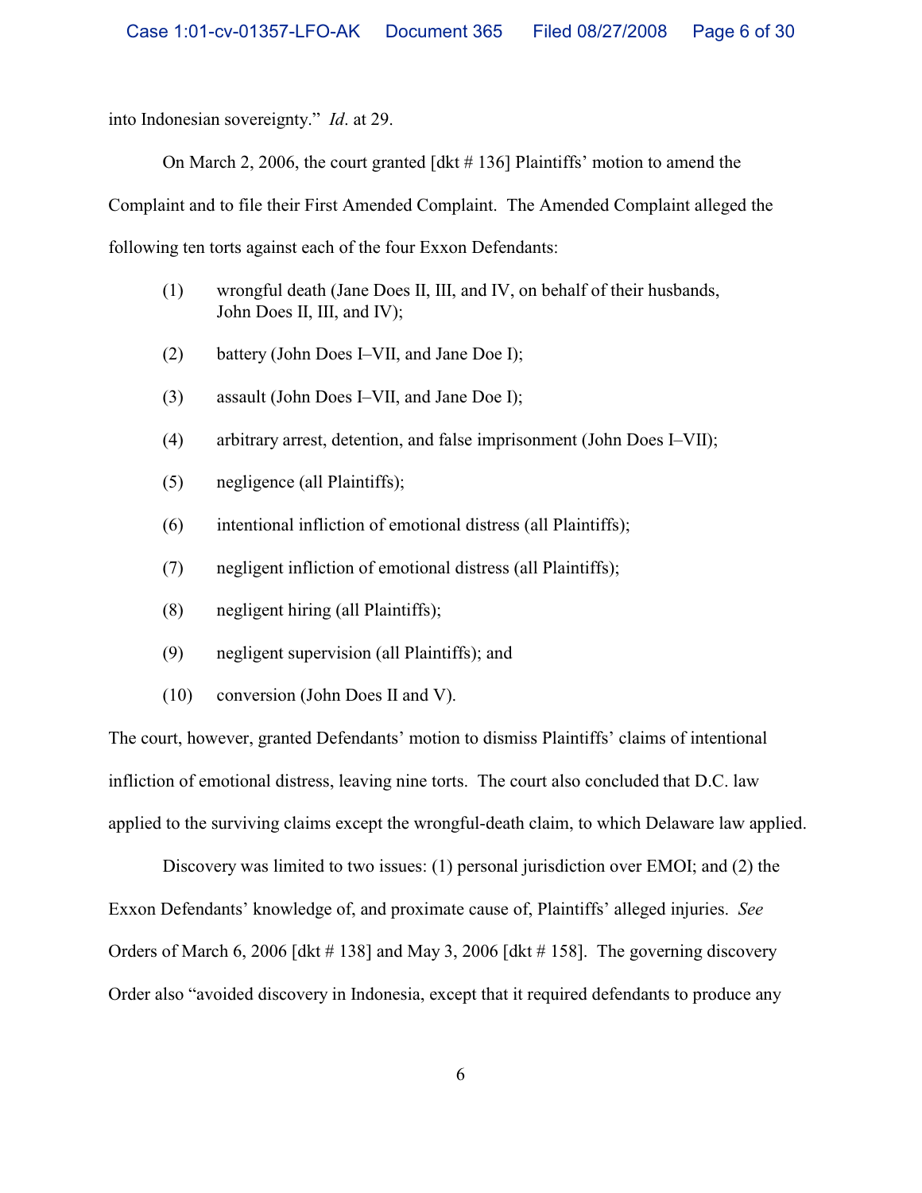into Indonesian sovereignty." *Id*. at 29.

On March 2, 2006, the court granted [dkt # 136] Plaintiffs' motion to amend the Complaint and to file their First Amended Complaint. The Amended Complaint alleged the following ten torts against each of the four Exxon Defendants:

(1) wrongful death (Jane Does II, III, and IV, on behalf of their husbands, John Does II, III, and IV);

(2) battery (John Does I–VII, and Jane Doe I);

(3) assault (John Does I–VII, and Jane Doe I);

(4) arbitrary arrest, detention, and false imprisonment (John Does I–VII);

(5) negligence (all Plaintiffs);

(6) intentional infliction of emotional distress (all Plaintiffs);

(7) negligent infliction of emotional distress (all Plaintiffs);

(8) negligent hiring (all Plaintiffs);

(9) negligent supervision (all Plaintiffs); and

(10) conversion (John Does II and V).

The court, however, granted Defendants' motion to dismiss Plaintiffs' claims of intentional infliction of emotional distress, leaving nine torts. The court also concluded that D.C. law applied to the surviving claims except the wrongful-death claim, to which Delaware law applied.

Discovery was limited to two issues: (1) personal jurisdiction over EMOI; and (2) the Exxon Defendants' knowledge of, and proximate cause of, Plaintiffs' alleged injuries. *See* Orders of March 6, 2006 [dkt # 138] and May 3, 2006 [dkt # 158]. The governing discovery Order also "avoided discovery in Indonesia, except that it required defendants to produce any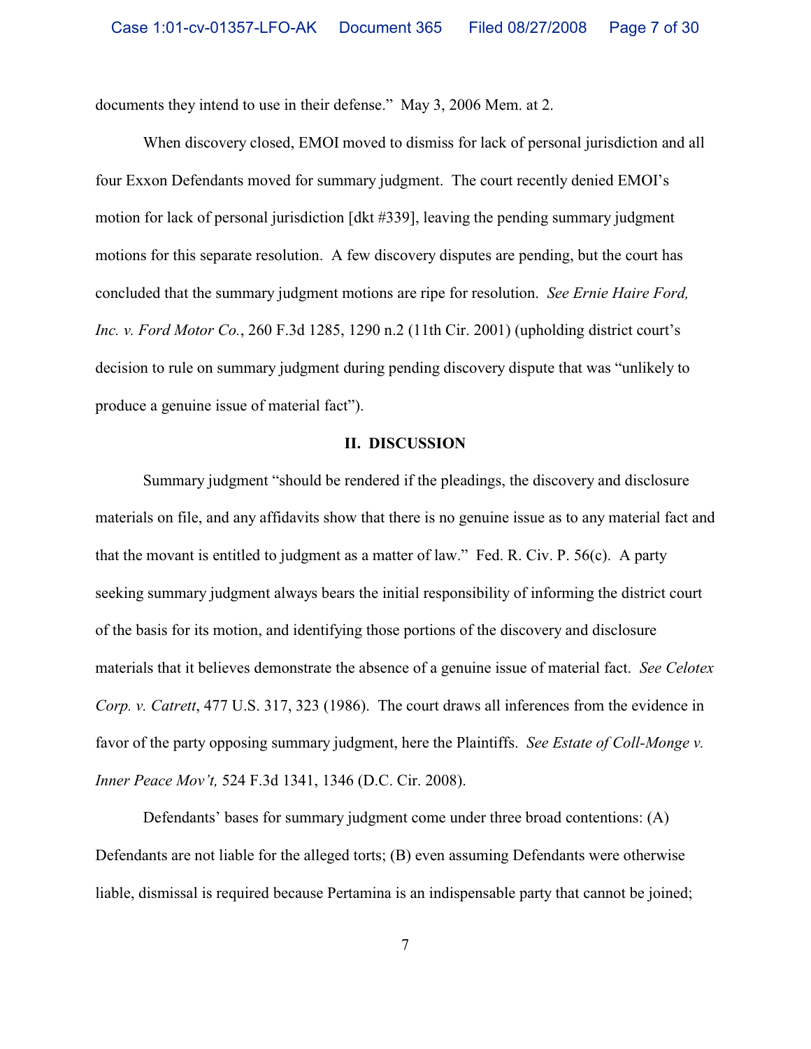documents they intend to use in their defense." May 3, 2006 Mem. at 2.

When discovery closed, EMOI moved to dismiss for lack of personal jurisdiction and all four Exxon Defendants moved for summary judgment. The court recently denied EMOI's motion for lack of personal jurisdiction [dkt #339], leaving the pending summary judgment motions for this separate resolution. A few discovery disputes are pending, but the court has concluded that the summary judgment motions are ripe for resolution. *See Ernie Haire Ford, Inc. v. Ford Motor Co.*, 260 F.3d 1285, 1290 n.2 (11th Cir. 2001) (upholding district court's decision to rule on summary judgment during pending discovery dispute that was "unlikely to produce a genuine issue of material fact").

## II. DISCUSSION

Summary judgment "should be rendered if the pleadings, the discovery and disclosure materials on file, and any affidavits show that there is no genuine issue as to any material fact and that the movant is entitled to judgment as a matter of law." Fed. R. Civ. P. 56(c). A party seeking summary judgment always bears the initial responsibility of informing the district court of the basis for its motion, and identifying those portions of the discovery and disclosure materials that it believes demonstrate the absence of a genuine issue of material fact. *See Celotex Corp. v. Catrett*, 477 U.S. 317, 323 (1986). The court draws all inferences from the evidence in favor of the party opposing summary judgment, here the Plaintiffs. *See Estate of Coll-Monge v. Inner Peace Mov't,* 524 F.3d 1341, 1346 (D.C. Cir. 2008).

Defendants' bases for summary judgment come under three broad contentions: (A) Defendants are not liable for the alleged torts; (B) even assuming Defendants were otherwise liable, dismissal is required because Pertamina is an indispensable party that cannot be joined;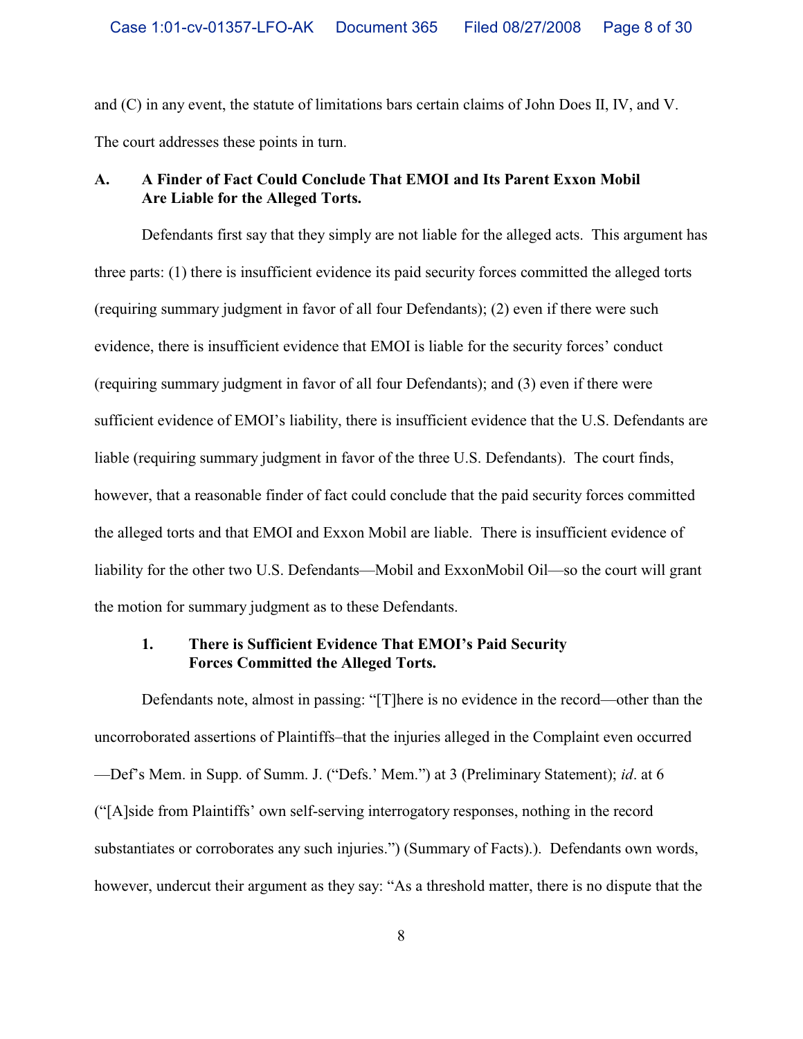and (C) in any event, the statute of limitations bars certain claims of John Does II, IV, and V. The court addresses these points in turn.

### A. A Finder of Fact Could Conclude That EMOI and Its Parent Exxon Mobil Are Liable for the Alleged Torts.

Defendants first say that they simply are not liable for the alleged acts. This argument has three parts: (1) there is insufficient evidence its paid security forces committed the alleged torts (requiring summary judgment in favor of all four Defendants); (2) even if there were such evidence, there is insufficient evidence that EMOI is liable for the security forces' conduct (requiring summary judgment in favor of all four Defendants); and (3) even if there were sufficient evidence of EMOI's liability, there is insufficient evidence that the U.S. Defendants are liable (requiring summary judgment in favor of the three U.S. Defendants). The court finds, however, that a reasonable finder of fact could conclude that the paid security forces committed the alleged torts and that EMOI and Exxon Mobil are liable. There is insufficient evidence of liability for the other two U.S. Defendants—Mobil and ExxonMobil Oil—so the court will grant the motion for summary judgment as to these Defendants.

#### 1. There is Sufficient Evidence That EMOI's Paid Security Forces Committed the Alleged Torts.

Defendants note, almost in passing: "[T]here is no evidence in the record—other than the uncorroborated assertions of Plaintiffs–that the injuries alleged in the Complaint even occurred —Def's Mem. in Supp. of Summ. J. ("Defs.' Mem.") at 3 (Preliminary Statement); *id*. at 6 ("[A]side from Plaintiffs' own self-serving interrogatory responses, nothing in the record substantiates or corroborates any such injuries.") (Summary of Facts).). Defendants own words, however, undercut their argument as they say: "As a threshold matter, there is no dispute that the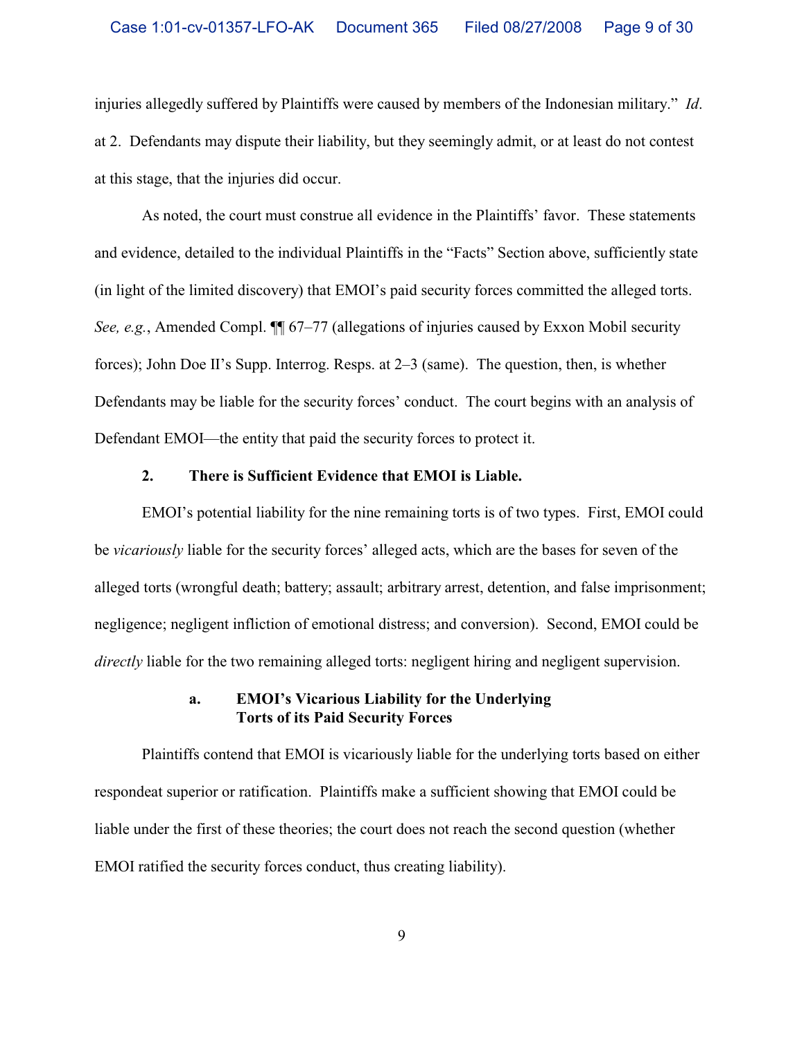injuries allegedly suffered by Plaintiffs were caused by members of the Indonesian military." *Id*. at 2. Defendants may dispute their liability, but they seemingly admit, or at least do not contest at this stage, that the injuries did occur.

As noted, the court must construe all evidence in the Plaintiffs' favor. These statements and evidence, detailed to the individual Plaintiffs in the "Facts" Section above, sufficiently state (in light of the limited discovery) that EMOI's paid security forces committed the alleged torts. *See, e.g.*, Amended Compl. ¶¶ 67–77 (allegations of injuries caused by Exxon Mobil security forces); John Doe II's Supp. Interrog. Resps. at 2–3 (same). The question, then, is whether Defendants may be liable for the security forces' conduct. The court begins with an analysis of Defendant EMOI—the entity that paid the security forces to protect it.

### 2. There is Sufficient Evidence that EMOI is Liable.

EMOI's potential liability for the nine remaining torts is of two types. First, EMOI could be *vicariously* liable for the security forces' alleged acts, which are the bases for seven of the alleged torts (wrongful death; battery; assault; arbitrary arrest, detention, and false imprisonment; negligence; negligent infliction of emotional distress; and conversion). Second, EMOI could be *directly* liable for the two remaining alleged torts: negligent hiring and negligent supervision.

#### a. EMOI's Vicarious Liability for the Underlying Torts of its Paid Security Forces

Plaintiffs contend that EMOI is vicariously liable for the underlying torts based on either respondeat superior or ratification. Plaintiffs make a sufficient showing that EMOI could be liable under the first of these theories; the court does not reach the second question (whether EMOI ratified the security forces conduct, thus creating liability).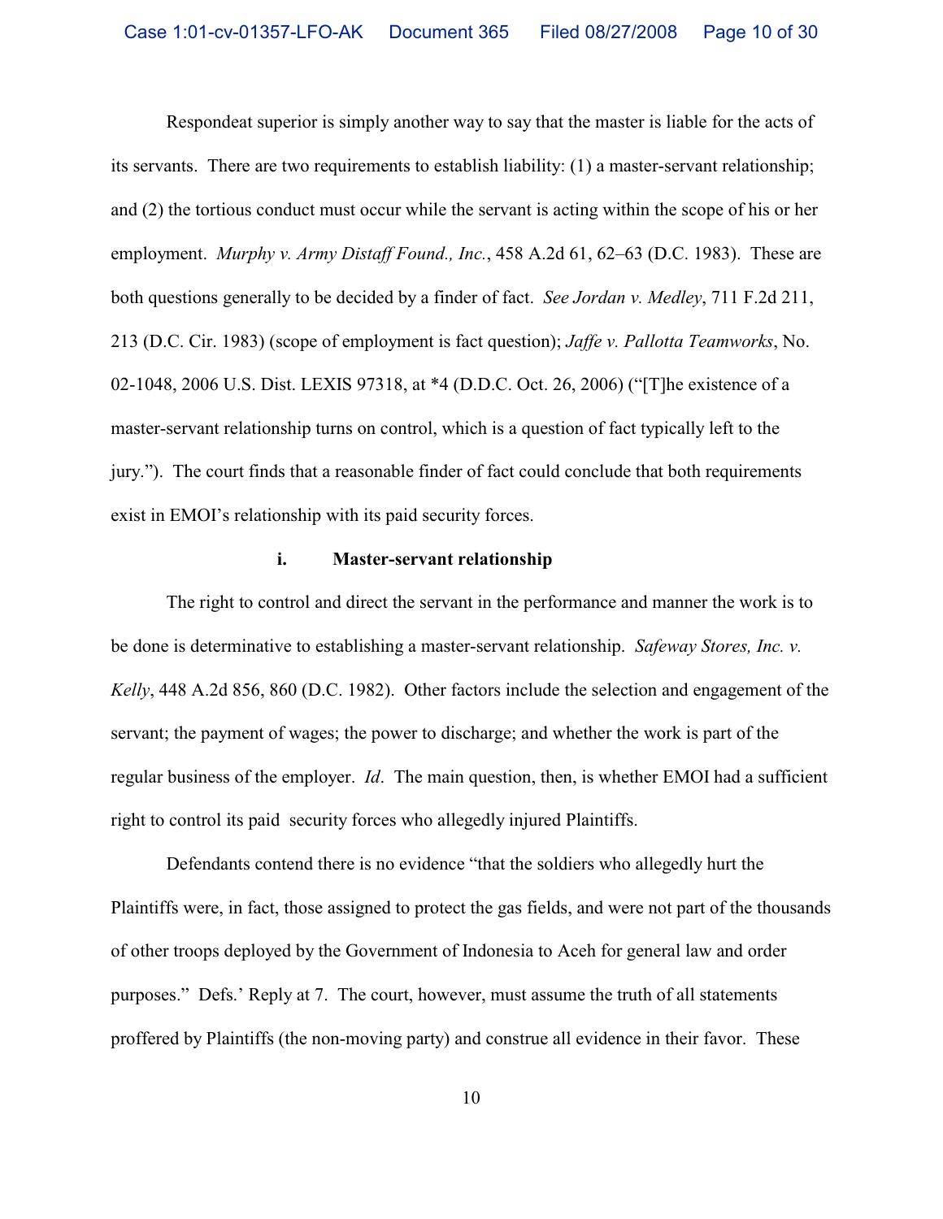Respondeat superior is simply another way to say that the master is liable for the acts of its servants. There are two requirements to establish liability: (1) a master-servant relationship; and (2) the tortious conduct must occur while the servant is acting within the scope of his or her employment. *Murphy v. Army Distaff Found., Inc.*, 458 A.2d 61, 62–63 (D.C. 1983). These are both questions generally to be decided by a finder of fact. *See Jordan v. Medley*, 711 F.2d 211, 213 (D.C. Cir. 1983) (scope of employment is fact question); *Jaffe v. Pallotta Teamworks*, No. 02-1048, 2006 U.S. Dist. LEXIS 97318, at *4 (D.D.C. Oct. 26, 2006) ("[T]he existence of a master-servant relationship turns on control, which is a question of fact typically left to the jury."). The court finds that a reasonable finder of fact could conclude that both requirements exist in EMOI's relationship with its paid security forces.

**i. Master-servant relationship**

The right to control and direct the servant in the performance and manner the work is to be done is determinative to establishing a master-servant relationship. *Safeway Stores, Inc. v. Kelly*, 448 A.2d 856, 860 (D.C. 1982). Other factors include the selection and engagement of the servant; the payment of wages; the power to discharge; and whether the work is part of the regular business of the employer. *Id*. The main question, then, is whether EMOI had a sufficient right to control its paid security forces who allegedly injured Plaintiffs.

Defendants contend there is no evidence "that the soldiers who allegedly hurt the Plaintiffs were, in fact, those assigned to protect the gas fields, and were not part of the thousands of other troops deployed by the Government of Indonesia to Aceh for general law and order purposes." Defs.' Reply at 7. The court, however, must assume the truth of all statements proffered by Plaintiffs (the non-moving party) and construe all evidence in their favor. These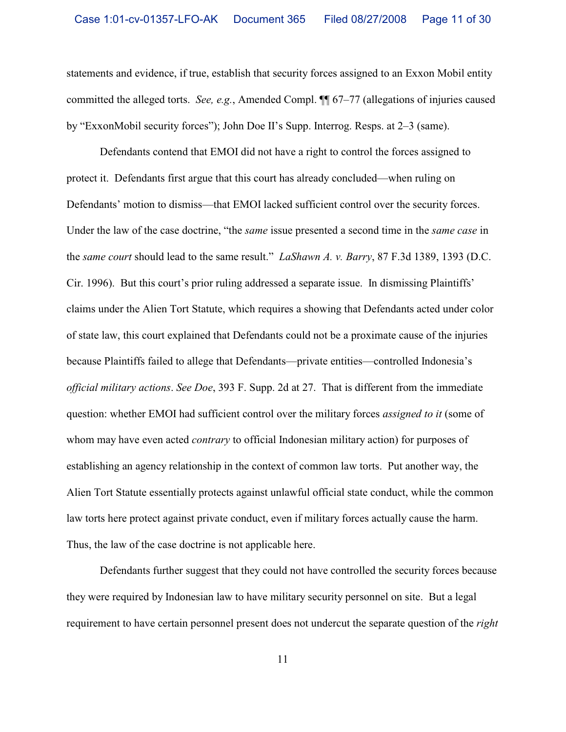statements and evidence, if true, establish that security forces assigned to an Exxon Mobil entity committed the alleged torts. *See, e.g.*, Amended Compl. ¶¶ 67–77 (allegations of injuries caused by "ExxonMobil security forces"); John Doe II's Supp. Interrog. Resps. at 2–3 (same).

Defendants contend that EMOI did not have a right to control the forces assigned to protect it. Defendants first argue that this court has already concluded—when ruling on Defendants' motion to dismiss—that EMOI lacked sufficient control over the security forces. Under the law of the case doctrine, "the *same* issue presented a second time in the *same case* in the *same court* should lead to the same result." *LaShawn A. v. Barry*, 87 F.3d 1389, 1393 (D.C. Cir. 1996). But this court's prior ruling addressed a separate issue. In dismissing Plaintiffs' claims under the Alien Tort Statute, which requires a showing that Defendants acted under color of state law, this court explained that Defendants could not be a proximate cause of the injuries because Plaintiffs failed to allege that Defendants—private entities—controlled Indonesia's *official military actions*. *See Doe*, 393 F. Supp. 2d at 27. That is different from the immediate question: whether EMOI had sufficient control over the military forces *assigned to it* (some of whom may have even acted *contrary* to official Indonesian military action) for purposes of establishing an agency relationship in the context of common law torts. Put another way, the Alien Tort Statute essentially protects against unlawful official state conduct, while the common law torts here protect against private conduct, even if military forces actually cause the harm. Thus, the law of the case doctrine is not applicable here.

Defendants further suggest that they could not have controlled the security forces because they were required by Indonesian law to have military security personnel on site. But a legal requirement to have certain personnel present does not undercut the separate question of the *right*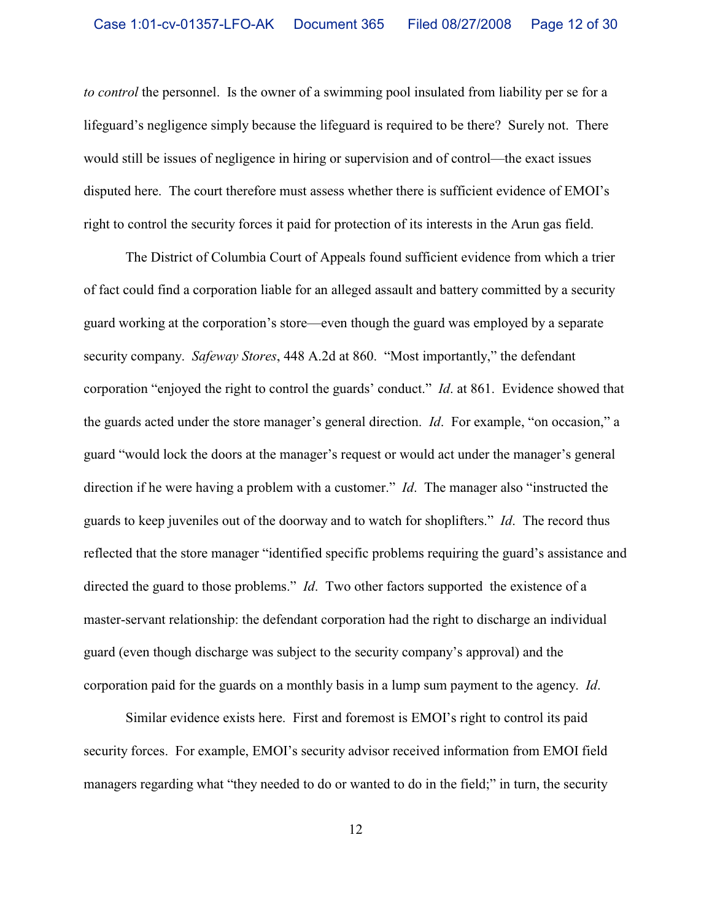*to control* the personnel. Is the owner of a swimming pool insulated from liability per se for a lifeguard's negligence simply because the lifeguard is required to be there? Surely not. There would still be issues of negligence in hiring or supervision and of control—the exact issues disputed here. The court therefore must assess whether there is sufficient evidence of EMOI's right to control the security forces it paid for protection of its interests in the Arun gas field.

The District of Columbia Court of Appeals found sufficient evidence from which a trier of fact could find a corporation liable for an alleged assault and battery committed by a security guard working at the corporation's store—even though the guard was employed by a separate security company. *Safeway Stores*, 448 A.2d at 860. "Most importantly," the defendant corporation "enjoyed the right to control the guards' conduct." *Id*. at 861. Evidence showed that the guards acted under the store manager's general direction. *Id*. For example, "on occasion," a guard "would lock the doors at the manager's request or would act under the manager's general direction if he were having a problem with a customer." *Id*. The manager also "instructed the guards to keep juveniles out of the doorway and to watch for shoplifters." *Id*. The record thus reflected that the store manager "identified specific problems requiring the guard's assistance and directed the guard to those problems." *Id*. Two other factors supported the existence of a master-servant relationship: the defendant corporation had the right to discharge an individual guard (even though discharge was subject to the security company's approval) and the corporation paid for the guards on a monthly basis in a lump sum payment to the agency. *Id*.

Similar evidence exists here. First and foremost is EMOI's right to control its paid security forces. For example, EMOI's security advisor received information from EMOI field managers regarding what "they needed to do or wanted to do in the field;" in turn, the security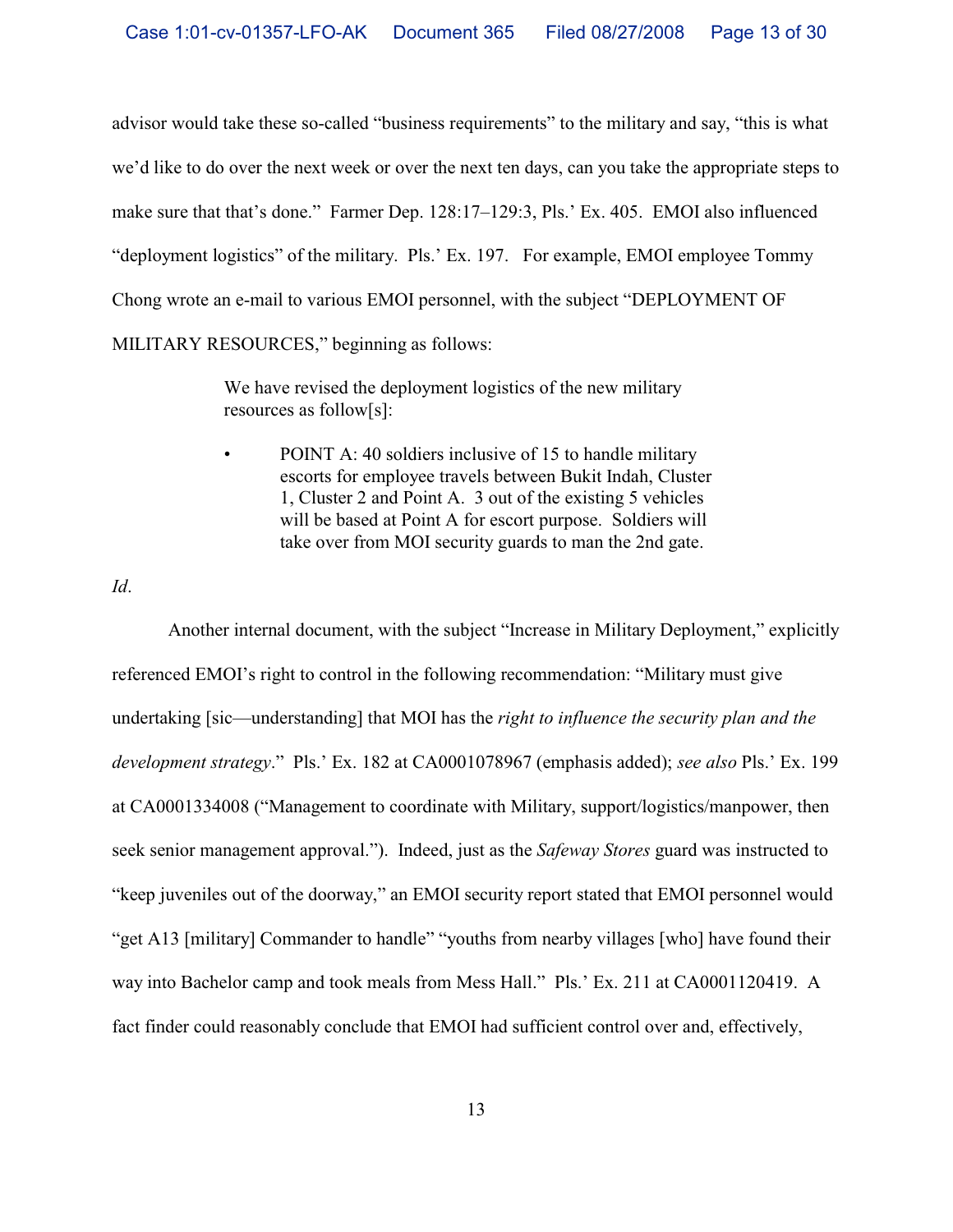advisor would take these so-called "business requirements" to the military and say, "this is what we'd like to do over the next week or over the next ten days, can you take the appropriate steps to make sure that that's done." Farmer Dep. 128:17–129:3, Pls.' Ex. 405. EMOI also influenced "deployment logistics" of the military. Pls.' Ex. 197. For example, EMOI employee Tommy Chong wrote an e-mail to various EMOI personnel, with the subject "DEPLOYMENT OF MILITARY RESOURCES," beginning as follows:

> We have revised the deployment logistics of the new military resources as follow[s]:
>
> - POINT A: 40 soldiers inclusive of 15 to handle military escorts for employee travels between Bukit Indah, Cluster 1, Cluster 2 and Point A. 3 out of the existing 5 vehicles will be based at Point A for escort purpose. Soldiers will take over from MOI security guards to man the 2nd gate.

*Id*.

Another internal document, with the subject "Increase in Military Deployment," explicitly referenced EMOI's right to control in the following recommendation: "Military must give undertaking [sic—understanding] that MOI has the *right to influence the security plan and the development strategy*." Pls.' Ex. 182 at CA0001078967 (emphasis added); *see also* Pls.' Ex. 199 at CA0001334008 ("Management to coordinate with Military, support/logistics/manpower, then seek senior management approval."). Indeed, just as the *Safeway Stores* guard was instructed to "keep juveniles out of the doorway," an EMOI security report stated that EMOI personnel would "get A13 [military] Commander to handle" "youths from nearby villages [who] have found their way into Bachelor camp and took meals from Mess Hall." Pls.' Ex. 211 at CA0001120419. A fact finder could reasonably conclude that EMOI had sufficient control over and, effectively,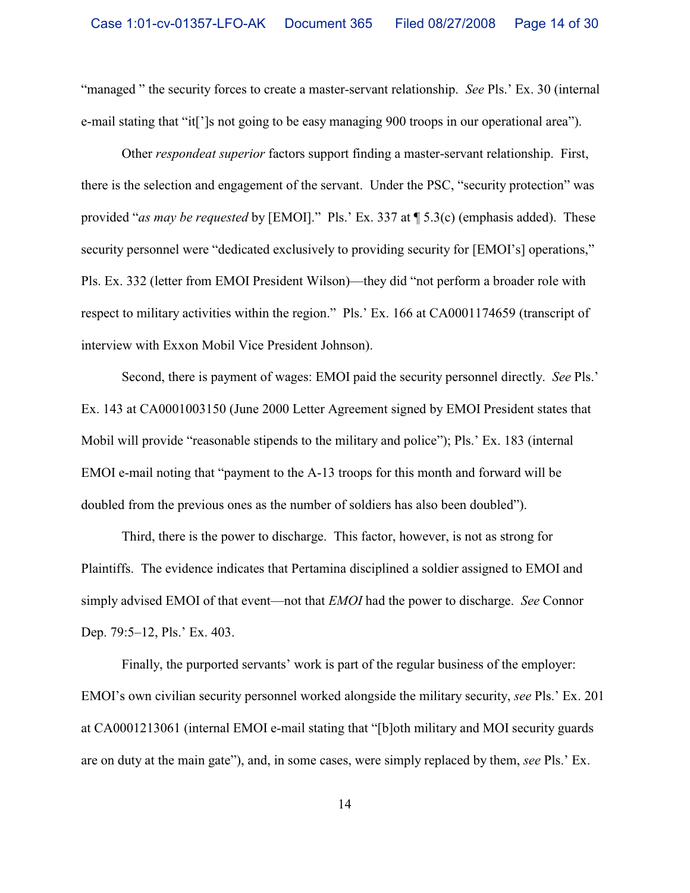"managed " the security forces to create a master-servant relationship. *See* Pls.' Ex. 30 (internal e-mail stating that "it[']s not going to be easy managing 900 troops in our operational area").

Other *respondeat superior* factors support finding a master-servant relationship. First, there is the selection and engagement of the servant. Under the PSC, "security protection" was provided "*as may be requested* by [EMOI]." Pls.' Ex. 337 at ¶ 5.3(c) (emphasis added). These security personnel were "dedicated exclusively to providing security for [EMOI's] operations," Pls. Ex. 332 (letter from EMOI President Wilson)—they did "not perform a broader role with respect to military activities within the region." Pls.' Ex. 166 at CA0001174659 (transcript of interview with Exxon Mobil Vice President Johnson).

Second, there is payment of wages: EMOI paid the security personnel directly. *See* Pls.' Ex. 143 at CA0001003150 (June 2000 Letter Agreement signed by EMOI President states that Mobil will provide "reasonable stipends to the military and police"); Pls.' Ex. 183 (internal EMOI e-mail noting that "payment to the A-13 troops for this month and forward will be doubled from the previous ones as the number of soldiers has also been doubled").

Third, there is the power to discharge. This factor, however, is not as strong for Plaintiffs. The evidence indicates that Pertamina disciplined a soldier assigned to EMOI and simply advised EMOI of that event—not that *EMOI* had the power to discharge. *See* Connor Dep. 79:5–12, Pls.' Ex. 403.

Finally, the purported servants' work is part of the regular business of the employer: EMOI's own civilian security personnel worked alongside the military security, *see* Pls.' Ex. 201 at CA0001213061 (internal EMOI e-mail stating that "[b]oth military and MOI security guards are on duty at the main gate"), and, in some cases, were simply replaced by them, *see* Pls.' Ex.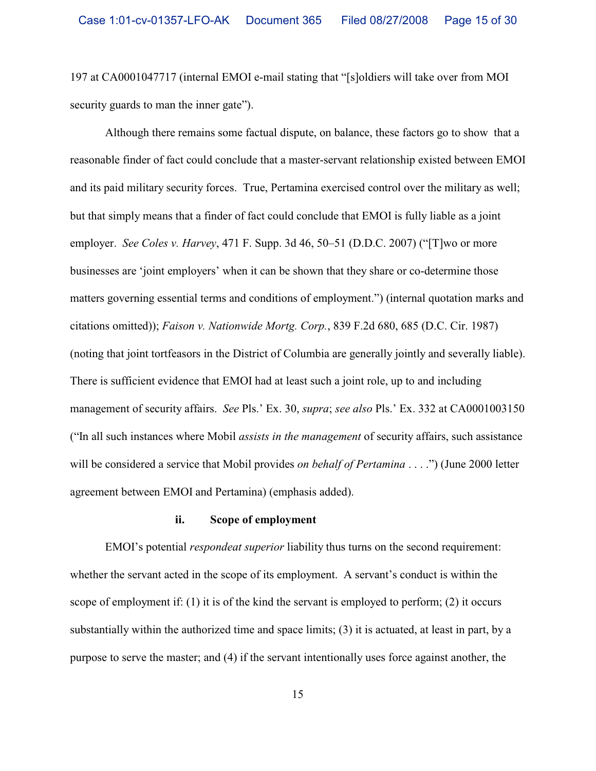197 at CA0001047717 (internal EMOI e-mail stating that "[s]oldiers will take over from MOI security guards to man the inner gate").

Although there remains some factual dispute, on balance, these factors go to show that a reasonable finder of fact could conclude that a master-servant relationship existed between EMOI and its paid military security forces. True, Pertamina exercised control over the military as well; but that simply means that a finder of fact could conclude that EMOI is fully liable as a joint employer. *See Coles v. Harvey*, 471 F. Supp. 3d 46, 50–51 (D.D.C. 2007) ("[T]wo or more businesses are 'joint employers' when it can be shown that they share or co-determine those matters governing essential terms and conditions of employment.") (internal quotation marks and citations omitted)); *Faison v. Nationwide Mortg. Corp.*, 839 F.2d 680, 685 (D.C. Cir. 1987) (noting that joint tortfeasors in the District of Columbia are generally jointly and severally liable). There is sufficient evidence that EMOI had at least such a joint role, up to and including management of security affairs. *See* Pls.' Ex. 30, *supra*; *see also* Pls.' Ex. 332 at CA0001003150 ("In all such instances where Mobil *assists in the management* of security affairs, such assistance will be considered a service that Mobil provides *on behalf of Pertamina* . . . .") (June 2000 letter agreement between EMOI and Pertamina) (emphasis added).

#### ii. Scope of employment

EMOI's potential *respondeat superior* liability thus turns on the second requirement: whether the servant acted in the scope of its employment. A servant's conduct is within the scope of employment if: (1) it is of the kind the servant is employed to perform; (2) it occurs substantially within the authorized time and space limits; (3) it is actuated, at least in part, by a purpose to serve the master; and (4) if the servant intentionally uses force against another, the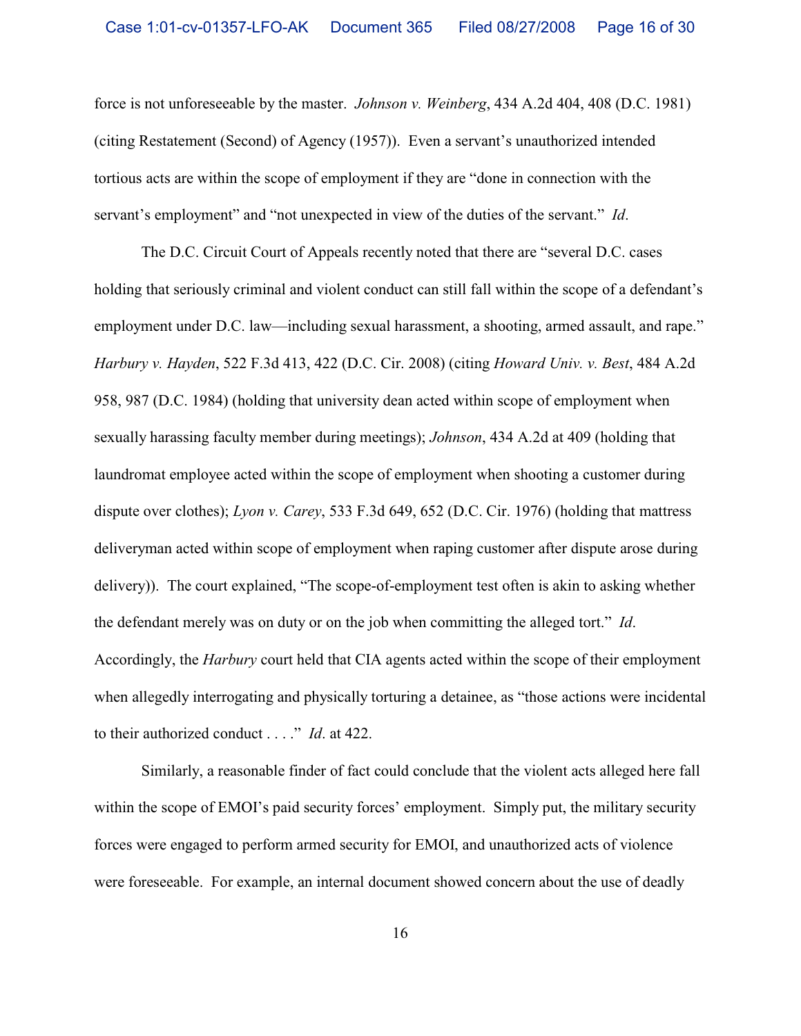force is not unforeseeable by the master. *Johnson v. Weinberg*, 434 A.2d 404, 408 (D.C. 1981) (citing Restatement (Second) of Agency (1957)). Even a servant's unauthorized intended tortious acts are within the scope of employment if they are "done in connection with the servant's employment" and "not unexpected in view of the duties of the servant." *Id*.

The D.C. Circuit Court of Appeals recently noted that there are "several D.C. cases holding that seriously criminal and violent conduct can still fall within the scope of a defendant's employment under D.C. law—including sexual harassment, a shooting, armed assault, and rape." *Harbury v. Hayden*, 522 F.3d 413, 422 (D.C. Cir. 2008) (citing *Howard Univ. v. Best*, 484 A.2d 958, 987 (D.C. 1984) (holding that university dean acted within scope of employment when sexually harassing faculty member during meetings); *Johnson*, 434 A.2d at 409 (holding that laundromat employee acted within the scope of employment when shooting a customer during dispute over clothes); *Lyon v. Carey*, 533 F.3d 649, 652 (D.C. Cir. 1976) (holding that mattress deliveryman acted within scope of employment when raping customer after dispute arose during delivery)). The court explained, "The scope-of-employment test often is akin to asking whether the defendant merely was on duty or on the job when committing the alleged tort." *Id*. Accordingly, the *Harbury* court held that CIA agents acted within the scope of their employment when allegedly interrogating and physically torturing a detainee, as "those actions were incidental to their authorized conduct . . . ." *Id*. at 422.

Similarly, a reasonable finder of fact could conclude that the violent acts alleged here fall within the scope of EMOI's paid security forces' employment. Simply put, the military security forces were engaged to perform armed security for EMOI, and unauthorized acts of violence were foreseeable. For example, an internal document showed concern about the use of deadly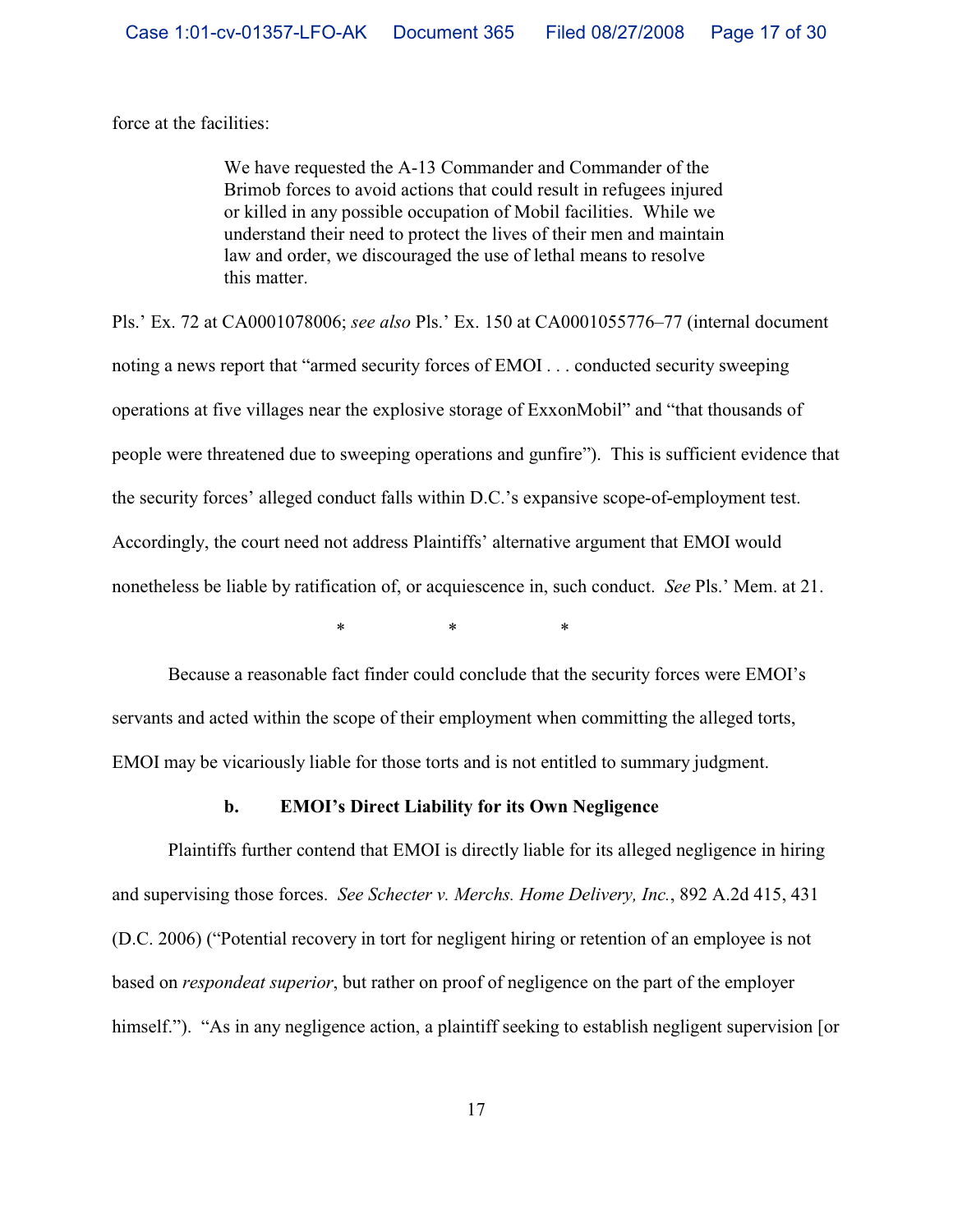force at the facilities:

> We have requested the A-13 Commander and Commander of the Brimob forces to avoid actions that could result in refugees injured or killed in any possible occupation of Mobil facilities. While we understand their need to protect the lives of their men and maintain law and order, we discouraged the use of lethal means to resolve this matter.

Pls.' Ex. 72 at CA0001078006; *see also* Pls.' Ex. 150 at CA0001055776–77 (internal document noting a news report that "armed security forces of EMOI . . . conducted security sweeping operations at five villages near the explosive storage of ExxonMobil" and "that thousands of people were threatened due to sweeping operations and gunfire"). This is sufficient evidence that the security forces' alleged conduct falls within D.C.'s expansive scope-of-employment test. Accordingly, the court need not address Plaintiffs' alternative argument that EMOI would nonetheless be liable by ratification of, or acquiescence in, such conduct. *See* Pls.' Mem. at 21.

\* \* \*

Because a reasonable fact finder could conclude that the security forces were EMOI's servants and acted within the scope of their employment when committing the alleged torts, EMOI may be vicariously liable for those torts and is not entitled to summary judgment.

**b. EMOI's Direct Liability for its Own Negligence**

Plaintiffs further contend that EMOI is directly liable for its alleged negligence in hiring and supervising those forces. *See Schecter v. Merchs. Home Delivery, Inc.*, 892 A.2d 415, 431 (D.C. 2006) ("Potential recovery in tort for negligent hiring or retention of an employee is not based on *respondeat superior*, but rather on proof of negligence on the part of the employer himself."). "As in any negligence action, a plaintiff seeking to establish negligent supervision [or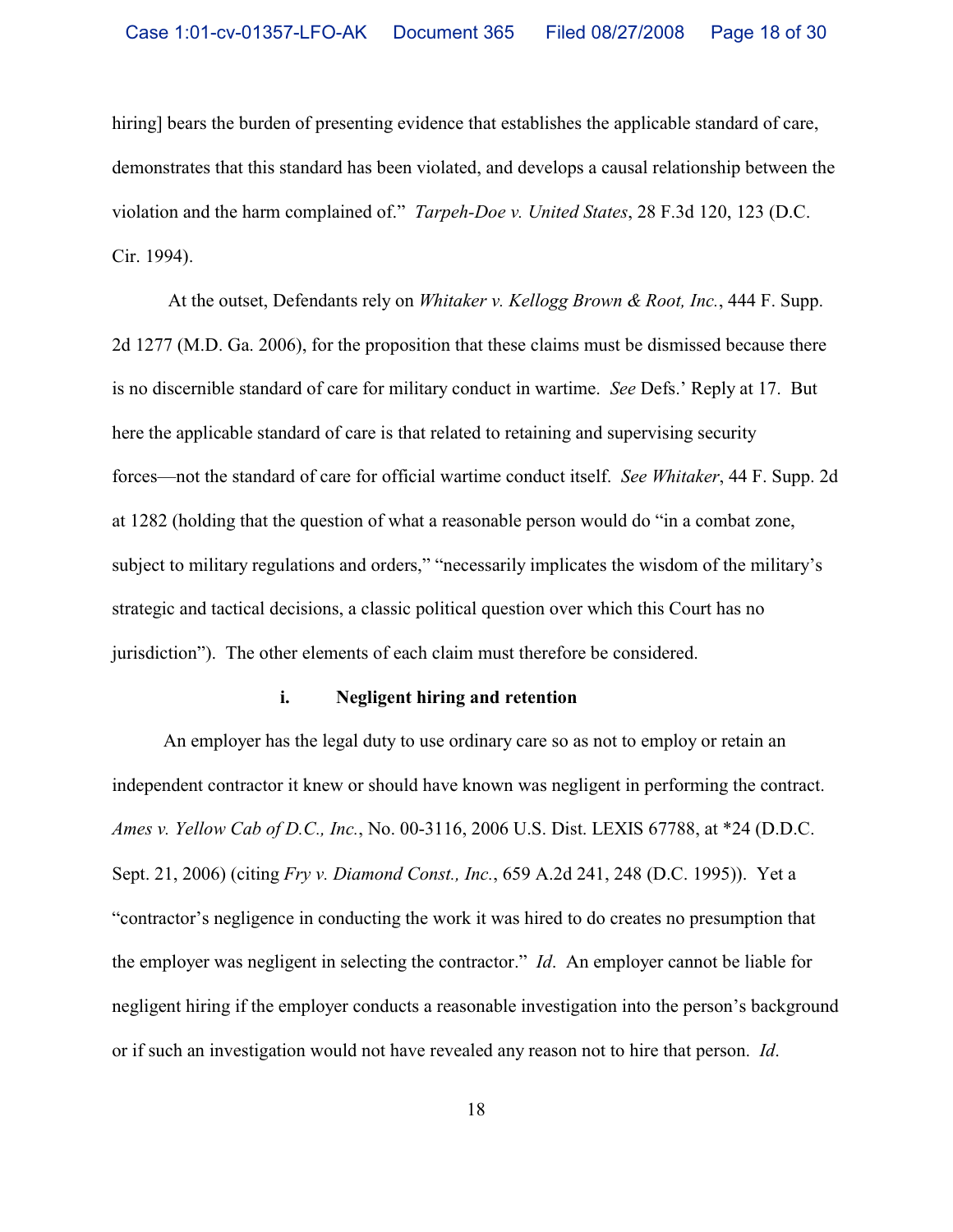hiring] bears the burden of presenting evidence that establishes the applicable standard of care, demonstrates that this standard has been violated, and develops a causal relationship between the violation and the harm complained of." *Tarpeh-Doe v. United States*, 28 F.3d 120, 123 (D.C. Cir. 1994).

At the outset, Defendants rely on *Whitaker v. Kellogg Brown & Root, Inc.*, 444 F. Supp. 2d 1277 (M.D. Ga. 2006), for the proposition that these claims must be dismissed because there is no discernible standard of care for military conduct in wartime. *See* Defs.' Reply at 17. But here the applicable standard of care is that related to retaining and supervising security forces—not the standard of care for official wartime conduct itself. *See Whitaker*, 44 F. Supp. 2d at 1282 (holding that the question of what a reasonable person would do "in a combat zone, subject to military regulations and orders," "necessarily implicates the wisdom of the military's strategic and tactical decisions, a classic political question over which this Court has no jurisdiction"). The other elements of each claim must therefore be considered.

**i. Negligent hiring and retention**

An employer has the legal duty to use ordinary care so as not to employ or retain an independent contractor it knew or should have known was negligent in performing the contract. *Ames v. Yellow Cab of D.C., Inc.*, No. 00-3116, 2006 U.S. Dist. LEXIS 67788, at *24 (D.D.C. Sept. 21, 2006) (citing *Fry v. Diamond Const., Inc.*, 659 A.2d 241, 248 (D.C. 1995)). Yet a "contractor's negligence in conducting the work it was hired to do creates no presumption that the employer was negligent in selecting the contractor." *Id*. An employer cannot be liable for negligent hiring if the employer conducts a reasonable investigation into the person's background or if such an investigation would not have revealed any reason not to hire that person. *Id*.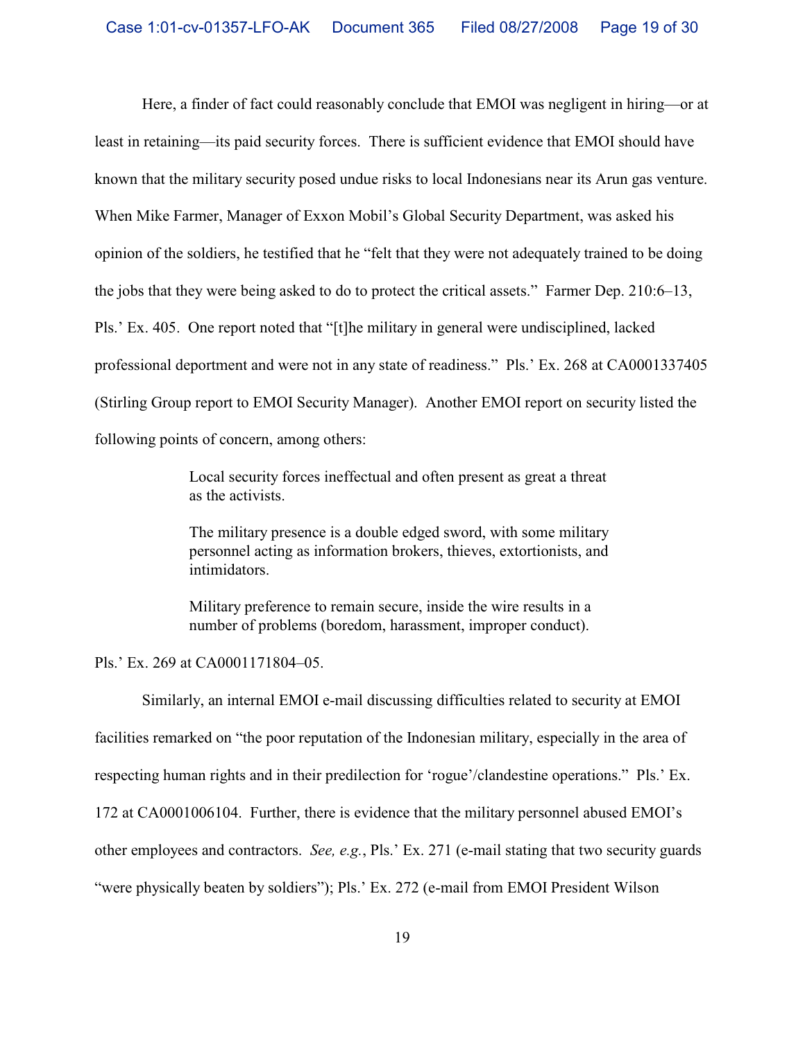Here, a finder of fact could reasonably conclude that EMOI was negligent in hiring—or at least in retaining—its paid security forces. There is sufficient evidence that EMOI should have known that the military security posed undue risks to local Indonesians near its Arun gas venture. When Mike Farmer, Manager of Exxon Mobil's Global Security Department, was asked his opinion of the soldiers, he testified that he "felt that they were not adequately trained to be doing the jobs that they were being asked to do to protect the critical assets." Farmer Dep. 210:6–13, Pls.' Ex. 405. One report noted that "[t]he military in general were undisciplined, lacked professional deportment and were not in any state of readiness." Pls.' Ex. 268 at CA0001337405 (Stirling Group report to EMOI Security Manager). Another EMOI report on security listed the following points of concern, among others:

> Local security forces ineffectual and often present as great a threat as the activists.
>
> The military presence is a double edged sword, with some military personnel acting as information brokers, thieves, extortionists, and intimidators.
>
> Military preference to remain secure, inside the wire results in a number of problems (boredom, harassment, improper conduct).

Pls.' Ex. 269 at CA0001171804–05.

Similarly, an internal EMOI e-mail discussing difficulties related to security at EMOI facilities remarked on "the poor reputation of the Indonesian military, especially in the area of respecting human rights and in their predilection for 'rogue'/clandestine operations." Pls.' Ex. 172 at CA0001006104. Further, there is evidence that the military personnel abused EMOI's other employees and contractors. *See, e.g.*, Pls.' Ex. 271 (e-mail stating that two security guards "were physically beaten by soldiers"); Pls.' Ex. 272 (e-mail from EMOI President Wilson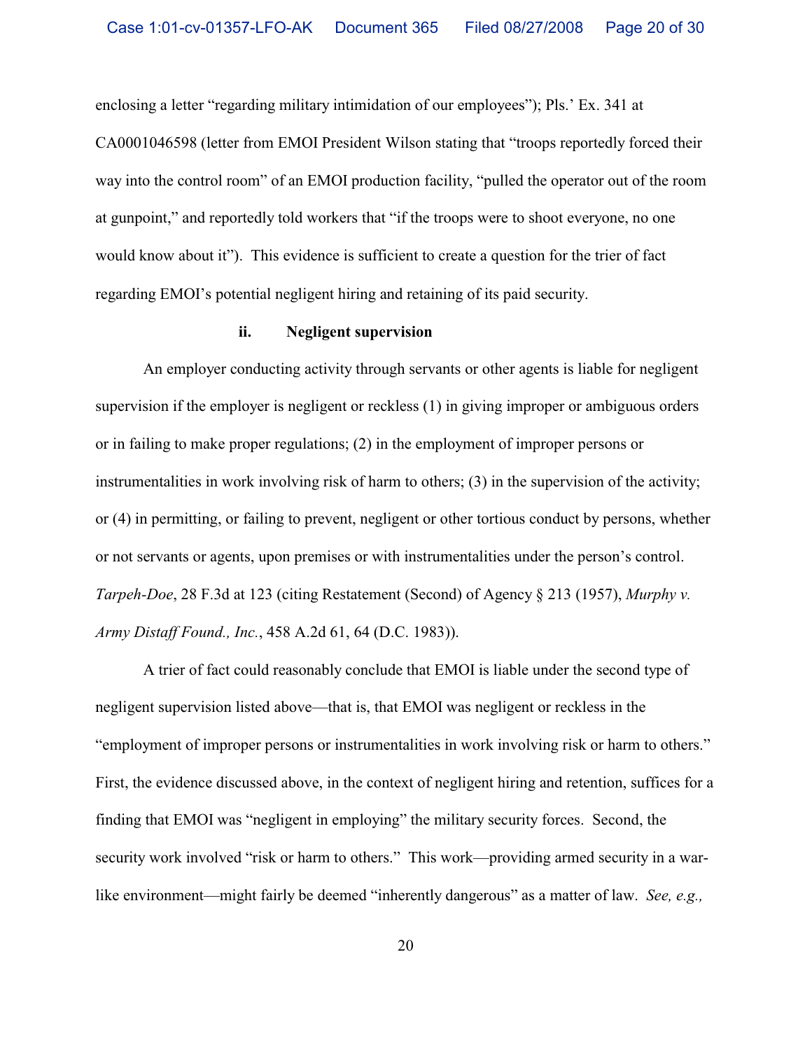enclosing a letter "regarding military intimidation of our employees"); Pls.' Ex. 341 at CA0001046598 (letter from EMOI President Wilson stating that "troops reportedly forced their way into the control room" of an EMOI production facility, "pulled the operator out of the room at gunpoint," and reportedly told workers that "if the troops were to shoot everyone, no one would know about it"). This evidence is sufficient to create a question for the trier of fact regarding EMOI's potential negligent hiring and retaining of its paid security.

#### ii. Negligent supervision

An employer conducting activity through servants or other agents is liable for negligent supervision if the employer is negligent or reckless (1) in giving improper or ambiguous orders or in failing to make proper regulations; (2) in the employment of improper persons or instrumentalities in work involving risk of harm to others; (3) in the supervision of the activity; or (4) in permitting, or failing to prevent, negligent or other tortious conduct by persons, whether or not servants or agents, upon premises or with instrumentalities under the person's control. *Tarpeh-Doe*, 28 F.3d at 123 (citing Restatement (Second) of Agency § 213 (1957), *Murphy v. Army Distaff Found., Inc.*, 458 A.2d 61, 64 (D.C. 1983)).

A trier of fact could reasonably conclude that EMOI is liable under the second type of negligent supervision listed above—that is, that EMOI was negligent or reckless in the "employment of improper persons or instrumentalities in work involving risk or harm to others." First, the evidence discussed above, in the context of negligent hiring and retention, suffices for a finding that EMOI was "negligent in employing" the military security forces. Second, the security work involved "risk or harm to others." This work—providing armed security in a war-like environment—might fairly be deemed "inherently dangerous" as a matter of law. *See, e.g.,*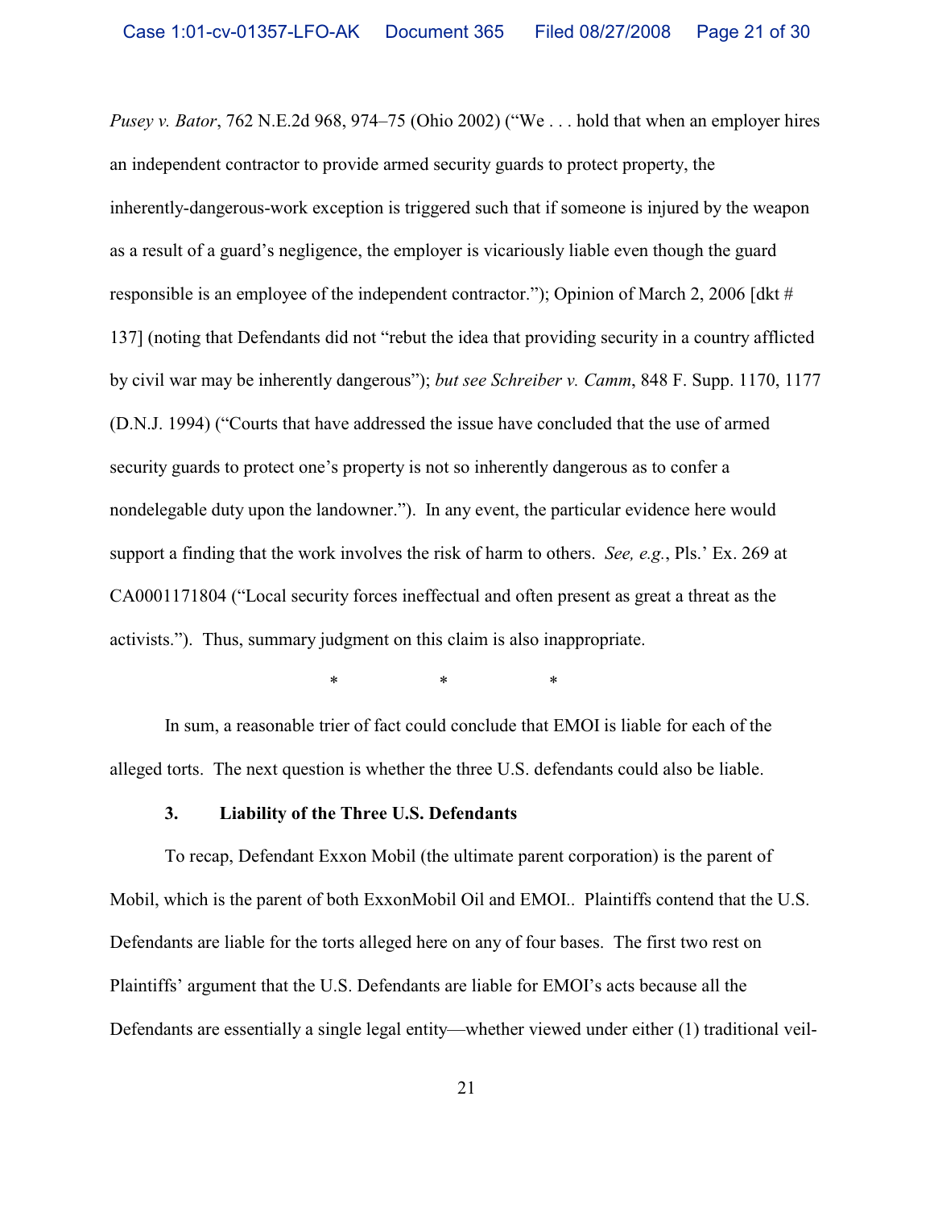*Pusey v. Bator*, 762 N.E.2d 968, 974–75 (Ohio 2002) ("We . . . hold that when an employer hires an independent contractor to provide armed security guards to protect property, the inherently-dangerous-work exception is triggered such that if someone is injured by the weapon as a result of a guard's negligence, the employer is vicariously liable even though the guard responsible is an employee of the independent contractor."); Opinion of March 2, 2006 [dkt # 137] (noting that Defendants did not "rebut the idea that providing security in a country afflicted by civil war may be inherently dangerous"); *but see Schreiber v. Camm*, 848 F. Supp. 1170, 1177 (D.N.J. 1994) ("Courts that have addressed the issue have concluded that the use of armed security guards to protect one's property is not so inherently dangerous as to confer a nondelegable duty upon the landowner."). In any event, the particular evidence here would support a finding that the work involves the risk of harm to others. *See, e.g.*, Pls.' Ex. 269 at CA0001171804 ("Local security forces ineffectual and often present as great a threat as the activists."). Thus, summary judgment on this claim is also inappropriate.

\* \* \*

In sum, a reasonable trier of fact could conclude that EMOI is liable for each of the alleged torts. The next question is whether the three U.S. defendants could also be liable.

### 3. Liability of the Three U.S. Defendants

To recap, Defendant Exxon Mobil (the ultimate parent corporation) is the parent of Mobil, which is the parent of both ExxonMobil Oil and EMOI.. Plaintiffs contend that the U.S. Defendants are liable for the torts alleged here on any of four bases. The first two rest on Plaintiffs' argument that the U.S. Defendants are liable for EMOI's acts because all the Defendants are essentially a single legal entity—whether viewed under either (1) traditional veil-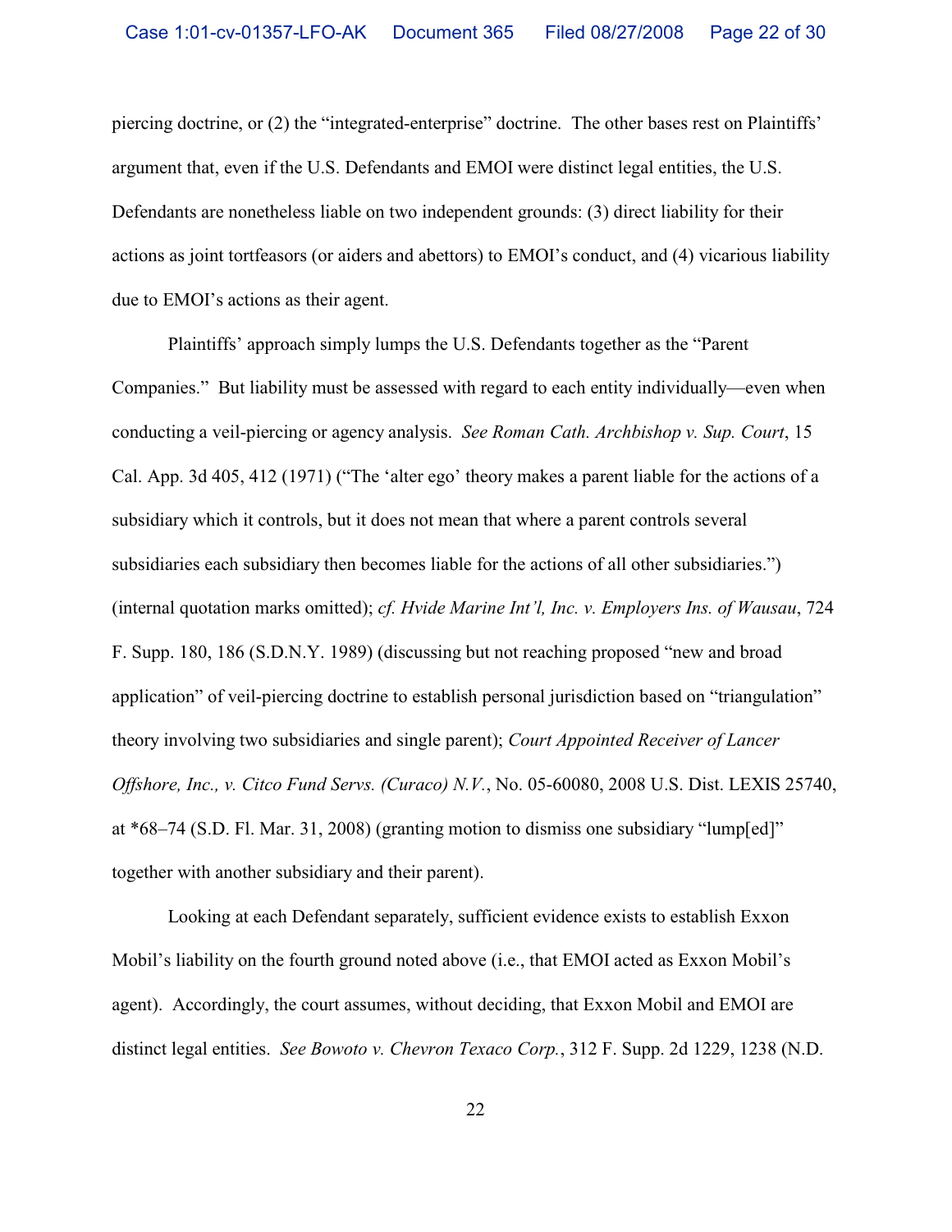piercing doctrine, or (2) the "integrated-enterprise" doctrine. The other bases rest on Plaintiffs' argument that, even if the U.S. Defendants and EMOI were distinct legal entities, the U.S. Defendants are nonetheless liable on two independent grounds: (3) direct liability for their actions as joint tortfeasors (or aiders and abettors) to EMOI's conduct, and (4) vicarious liability due to EMOI's actions as their agent.

Plaintiffs' approach simply lumps the U.S. Defendants together as the "Parent Companies." But liability must be assessed with regard to each entity individually—even when conducting a veil-piercing or agency analysis. *See Roman Cath. Archbishop v. Sup. Court*, 15 Cal. App. 3d 405, 412 (1971) ("The 'alter ego' theory makes a parent liable for the actions of a subsidiary which it controls, but it does not mean that where a parent controls several subsidiaries each subsidiary then becomes liable for the actions of all other subsidiaries.") (internal quotation marks omitted); *cf. Hvide Marine Int'l, Inc. v. Employers Ins. of Wausau*, 724 F. Supp. 180, 186 (S.D.N.Y. 1989) (discussing but not reaching proposed "new and broad application" of veil-piercing doctrine to establish personal jurisdiction based on "triangulation" theory involving two subsidiaries and single parent); *Court Appointed Receiver of Lancer Offshore, Inc., v. Citco Fund Servs. (Curaco) N.V.*, No. 05-60080, 2008 U.S. Dist. LEXIS 25740, at *68–74 (S.D. Fl. Mar. 31, 2008) (granting motion to dismiss one subsidiary "lump[ed]" together with another subsidiary and their parent).

Looking at each Defendant separately, sufficient evidence exists to establish Exxon Mobil's liability on the fourth ground noted above (i.e., that EMOI acted as Exxon Mobil's agent). Accordingly, the court assumes, without deciding, that Exxon Mobil and EMOI are distinct legal entities. *See Bowoto v. Chevron Texaco Corp.*, 312 F. Supp. 2d 1229, 1238 (N.D.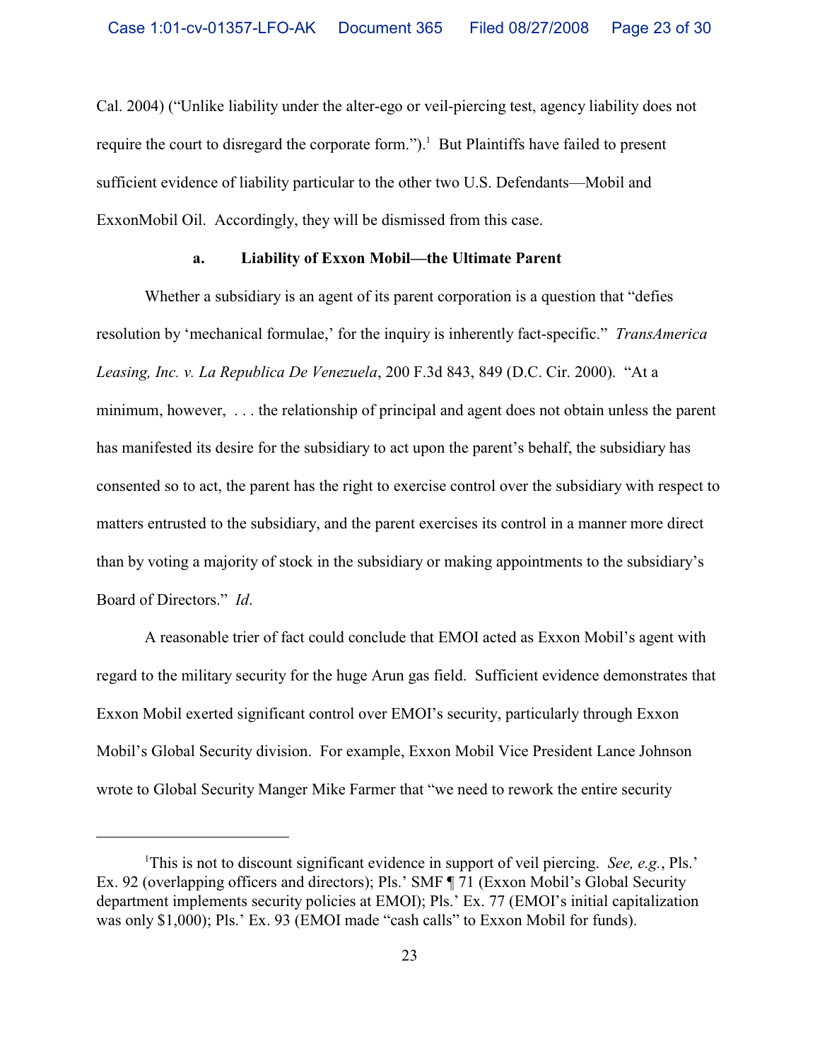Cal. 2004) ("Unlike liability under the alter-ego or veil-piercing test, agency liability does not require the court to disregard the corporate form.").[1] But Plaintiffs have failed to present sufficient evidence of liability particular to the other two U.S. Defendants—Mobil and ExxonMobil Oil. Accordingly, they will be dismissed from this case.

**a. Liability of Exxon Mobil—the Ultimate Parent**

Whether a subsidiary is an agent of its parent corporation is a question that "defies resolution by 'mechanical formulae,' for the inquiry is inherently fact-specific." *TransAmerica Leasing, Inc. v. La Republica De Venezuela*, 200 F.3d 843, 849 (D.C. Cir. 2000). "At a minimum, however, . . . the relationship of principal and agent does not obtain unless the parent has manifested its desire for the subsidiary to act upon the parent's behalf, the subsidiary has consented so to act, the parent has the right to exercise control over the subsidiary with respect to matters entrusted to the subsidiary, and the parent exercises its control in a manner more direct than by voting a majority of stock in the subsidiary or making appointments to the subsidiary's Board of Directors." *Id*.

A reasonable trier of fact could conclude that EMOI acted as Exxon Mobil's agent with regard to the military security for the huge Arun gas field. Sufficient evidence demonstrates that Exxon Mobil exerted significant control over EMOI's security, particularly through Exxon Mobil's Global Security division. For example, Exxon Mobil Vice President Lance Johnson wrote to Global Security Manger Mike Farmer that "we need to rework the entire security

---

[1] This is not to discount significant evidence in support of veil piercing. *See, e.g.*, Pls.' Ex. 92 (overlapping officers and directors); Pls.' SMF ¶ 71 (Exxon Mobil's Global Security department implements security policies at EMOI); Pls.' Ex. 77 (EMOI's initial capitalization was only $1,000); Pls.' Ex. 93 (EMOI made "cash calls" to Exxon Mobil for funds).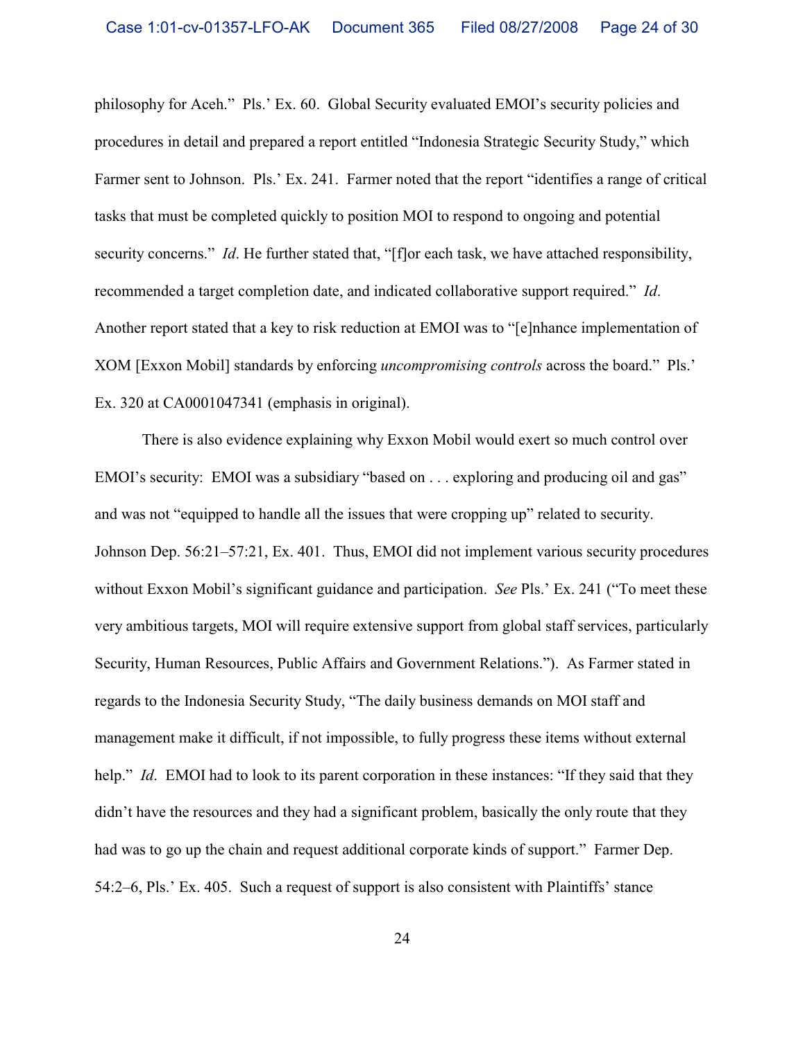philosophy for Aceh." Pls.' Ex. 60. Global Security evaluated EMOI's security policies and procedures in detail and prepared a report entitled "Indonesia Strategic Security Study," which Farmer sent to Johnson. Pls.' Ex. 241. Farmer noted that the report "identifies a range of critical tasks that must be completed quickly to position MOI to respond to ongoing and potential security concerns." *Id*. He further stated that, "[f]or each task, we have attached responsibility, recommended a target completion date, and indicated collaborative support required." *Id*. Another report stated that a key to risk reduction at EMOI was to "[e]nhance implementation of XOM [Exxon Mobil] standards by enforcing *uncompromising controls* across the board." Pls.' Ex. 320 at CA0001047341 (emphasis in original).

There is also evidence explaining why Exxon Mobil would exert so much control over EMOI's security: EMOI was a subsidiary "based on . . . exploring and producing oil and gas" and was not "equipped to handle all the issues that were cropping up" related to security. Johnson Dep. 56:21–57:21, Ex. 401. Thus, EMOI did not implement various security procedures without Exxon Mobil's significant guidance and participation. *See* Pls.' Ex. 241 ("To meet these very ambitious targets, MOI will require extensive support from global staff services, particularly Security, Human Resources, Public Affairs and Government Relations."). As Farmer stated in regards to the Indonesia Security Study, "The daily business demands on MOI staff and management make it difficult, if not impossible, to fully progress these items without external help." *Id*. EMOI had to look to its parent corporation in these instances: "If they said that they didn't have the resources and they had a significant problem, basically the only route that they had was to go up the chain and request additional corporate kinds of support." Farmer Dep. 54:2–6, Pls.' Ex. 405. Such a request of support is also consistent with Plaintiffs' stance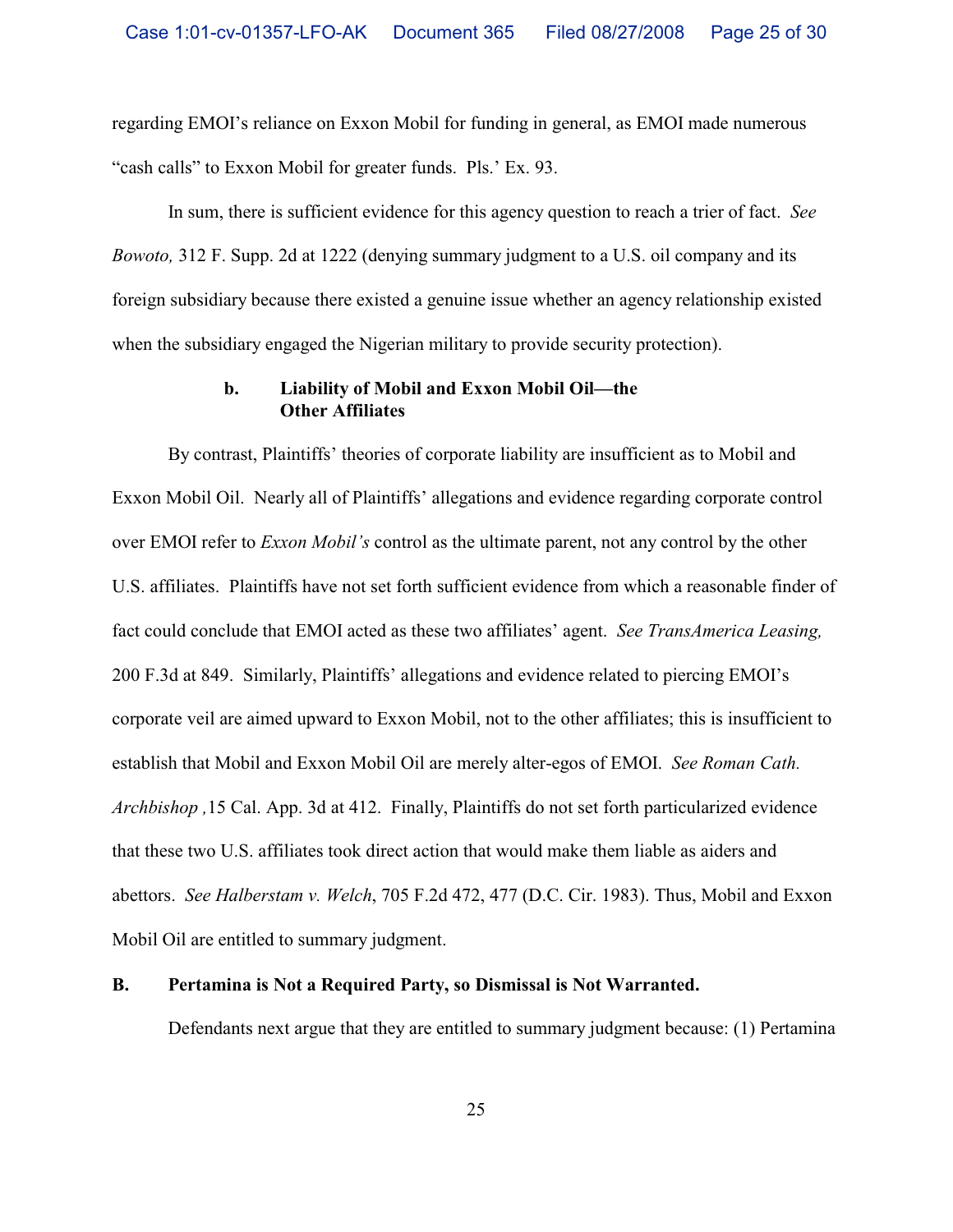regarding EMOI's reliance on Exxon Mobil for funding in general, as EMOI made numerous "cash calls" to Exxon Mobil for greater funds. Pls.' Ex. 93.

In sum, there is sufficient evidence for this agency question to reach a trier of fact. *See Bowoto,* 312 F. Supp. 2d at 1222 (denying summary judgment to a U.S. oil company and its foreign subsidiary because there existed a genuine issue whether an agency relationship existed when the subsidiary engaged the Nigerian military to provide security protection).

**b. Liability of Mobil and Exxon Mobil Oil—the Other Affiliates**

By contrast, Plaintiffs' theories of corporate liability are insufficient as to Mobil and Exxon Mobil Oil. Nearly all of Plaintiffs' allegations and evidence regarding corporate control over EMOI refer to *Exxon Mobil's* control as the ultimate parent, not any control by the other U.S. affiliates. Plaintiffs have not set forth sufficient evidence from which a reasonable finder of fact could conclude that EMOI acted as these two affiliates' agent. *See TransAmerica Leasing,* 200 F.3d at 849. Similarly, Plaintiffs' allegations and evidence related to piercing EMOI's corporate veil are aimed upward to Exxon Mobil, not to the other affiliates; this is insufficient to establish that Mobil and Exxon Mobil Oil are merely alter-egos of EMOI. *See Roman Cath. Archbishop ,*15 Cal. App. 3d at 412. Finally, Plaintiffs do not set forth particularized evidence that these two U.S. affiliates took direct action that would make them liable as aiders and abettors. *See Halberstam v. Welch*, 705 F.2d 472, 477 (D.C. Cir. 1983). Thus, Mobil and Exxon Mobil Oil are entitled to summary judgment.

**B. Pertamina is Not a Required Party, so Dismissal is Not Warranted.**

Defendants next argue that they are entitled to summary judgment because: (1) Pertamina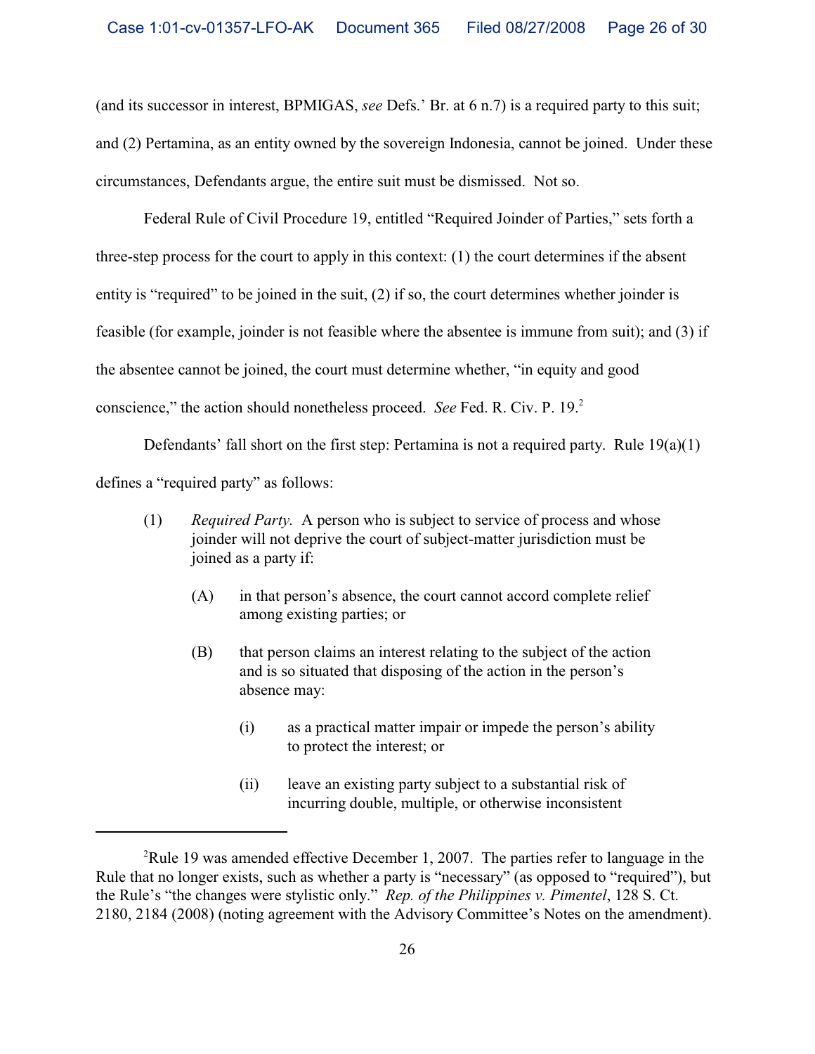(and its successor in interest, BPMIGAS, *see* Defs.' Br. at 6 n.7) is a required party to this suit; and (2) Pertamina, as an entity owned by the sovereign Indonesia, cannot be joined. Under these circumstances, Defendants argue, the entire suit must be dismissed. Not so.

Federal Rule of Civil Procedure 19, entitled "Required Joinder of Parties," sets forth a three-step process for the court to apply in this context: (1) the court determines if the absent entity is "required" to be joined in the suit, (2) if so, the court determines whether joinder is feasible (for example, joinder is not feasible where the absentee is immune from suit); and (3) if the absentee cannot be joined, the court must determine whether, "in equity and good conscience," the action should nonetheless proceed. *See* Fed. R. Civ. P. 19.[2]

Defendants' fall short on the first step: Pertamina is not a required party. Rule 19(a)(1) defines a "required party" as follows:

> (1) *Required Party.* A person who is subject to service of process and whose joinder will not deprive the court of subject-matter jurisdiction must be joined as a party if:
>
> (A) in that person's absence, the court cannot accord complete relief among existing parties; or
>
> (B) that person claims an interest relating to the subject of the action and is so situated that disposing of the action in the person's absence may:
>
> (i) as a practical matter impair or impede the person's ability to protect the interest; or
>
> (ii) leave an existing party subject to a substantial risk of incurring double, multiple, or otherwise inconsistent

---

[2]Rule 19 was amended effective December 1, 2007. The parties refer to language in the Rule that no longer exists, such as whether a party is "necessary" (as opposed to "required"), but the Rule's "the changes were stylistic only." *Rep. of the Philippines v. Pimentel*, 128 S. Ct. 2180, 2184 (2008) (noting agreement with the Advisory Committee's Notes on the amendment).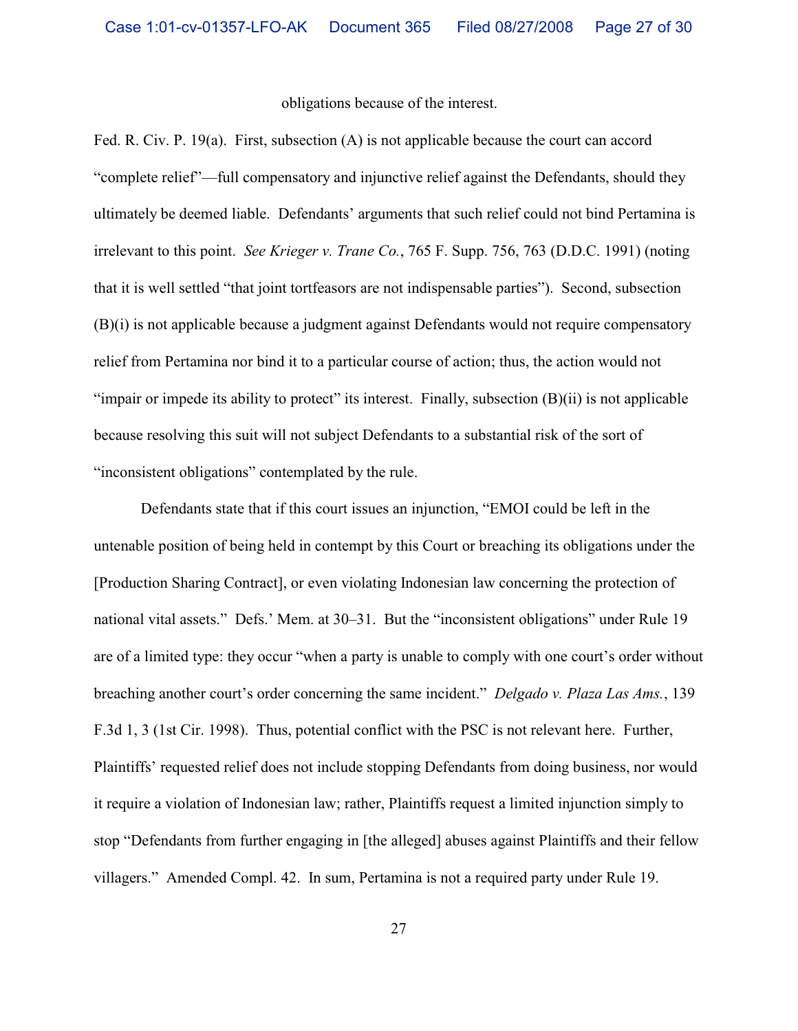obligations because of the interest.

Fed. R. Civ. P. 19(a). First, subsection (A) is not applicable because the court can accord "complete relief"—full compensatory and injunctive relief against the Defendants, should they ultimately be deemed liable. Defendants' arguments that such relief could not bind Pertamina is irrelevant to this point. *See Krieger v. Trane Co.*, 765 F. Supp. 756, 763 (D.D.C. 1991) (noting that it is well settled "that joint tortfeasors are not indispensable parties"). Second, subsection (B)(i) is not applicable because a judgment against Defendants would not require compensatory relief from Pertamina nor bind it to a particular course of action; thus, the action would not "impair or impede its ability to protect" its interest. Finally, subsection (B)(ii) is not applicable because resolving this suit will not subject Defendants to a substantial risk of the sort of "inconsistent obligations" contemplated by the rule.

Defendants state that if this court issues an injunction, "EMOI could be left in the untenable position of being held in contempt by this Court or breaching its obligations under the [Production Sharing Contract], or even violating Indonesian law concerning the protection of national vital assets." Defs.' Mem. at 30–31. But the "inconsistent obligations" under Rule 19 are of a limited type: they occur "when a party is unable to comply with one court's order without breaching another court's order concerning the same incident." *Delgado v. Plaza Las Ams.*, 139 F.3d 1, 3 (1st Cir. 1998). Thus, potential conflict with the PSC is not relevant here. Further, Plaintiffs' requested relief does not include stopping Defendants from doing business, nor would it require a violation of Indonesian law; rather, Plaintiffs request a limited injunction simply to stop "Defendants from further engaging in [the alleged] abuses against Plaintiffs and their fellow villagers." Amended Compl. 42. In sum, Pertamina is not a required party under Rule 19.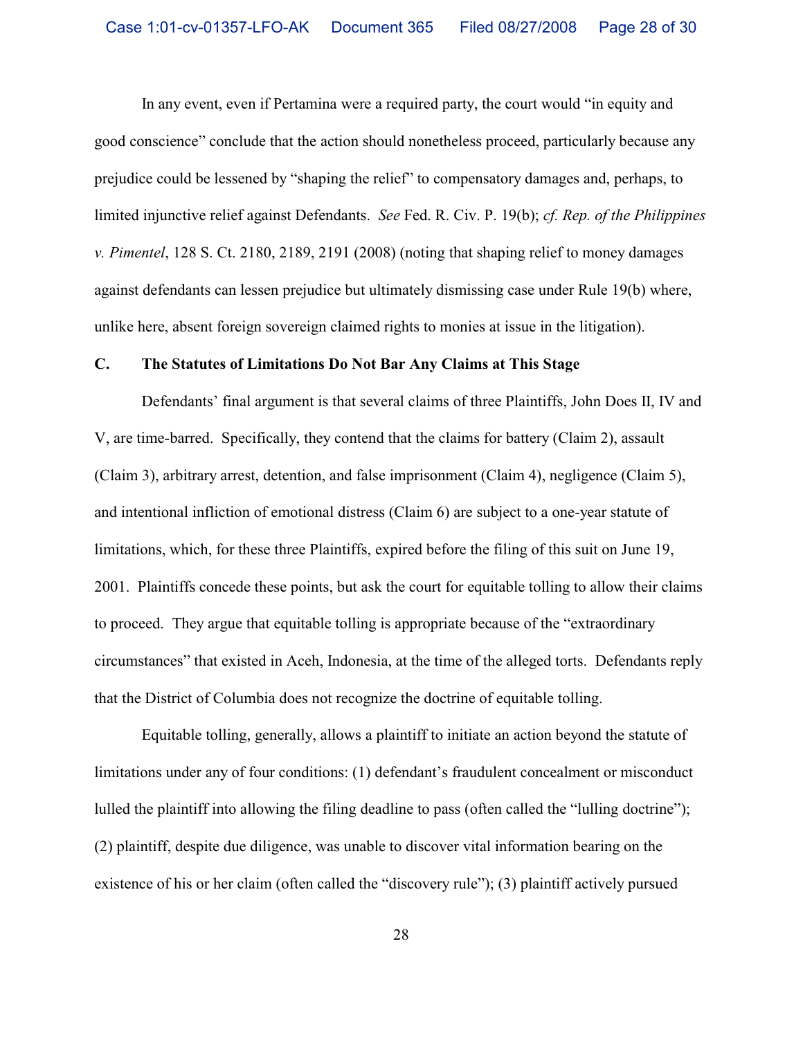In any event, even if Pertamina were a required party, the court would "in equity and good conscience" conclude that the action should nonetheless proceed, particularly because any prejudice could be lessened by "shaping the relief" to compensatory damages and, perhaps, to limited injunctive relief against Defendants. *See* Fed. R. Civ. P. 19(b); *cf. Rep. of the Philippines v. Pimentel*, 128 S. Ct. 2180, 2189, 2191 (2008) (noting that shaping relief to money damages against defendants can lessen prejudice but ultimately dismissing case under Rule 19(b) where, unlike here, absent foreign sovereign claimed rights to monies at issue in the litigation).

### C. The Statutes of Limitations Do Not Bar Any Claims at This Stage

Defendants' final argument is that several claims of three Plaintiffs, John Does II, IV and V, are time-barred. Specifically, they contend that the claims for battery (Claim 2), assault (Claim 3), arbitrary arrest, detention, and false imprisonment (Claim 4), negligence (Claim 5), and intentional infliction of emotional distress (Claim 6) are subject to a one-year statute of limitations, which, for these three Plaintiffs, expired before the filing of this suit on June 19, 2001. Plaintiffs concede these points, but ask the court for equitable tolling to allow their claims to proceed. They argue that equitable tolling is appropriate because of the "extraordinary circumstances" that existed in Aceh, Indonesia, at the time of the alleged torts. Defendants reply that the District of Columbia does not recognize the doctrine of equitable tolling.

Equitable tolling, generally, allows a plaintiff to initiate an action beyond the statute of limitations under any of four conditions: (1) defendant's fraudulent concealment or misconduct lulled the plaintiff into allowing the filing deadline to pass (often called the "lulling doctrine"); (2) plaintiff, despite due diligence, was unable to discover vital information bearing on the existence of his or her claim (often called the "discovery rule"); (3) plaintiff actively pursued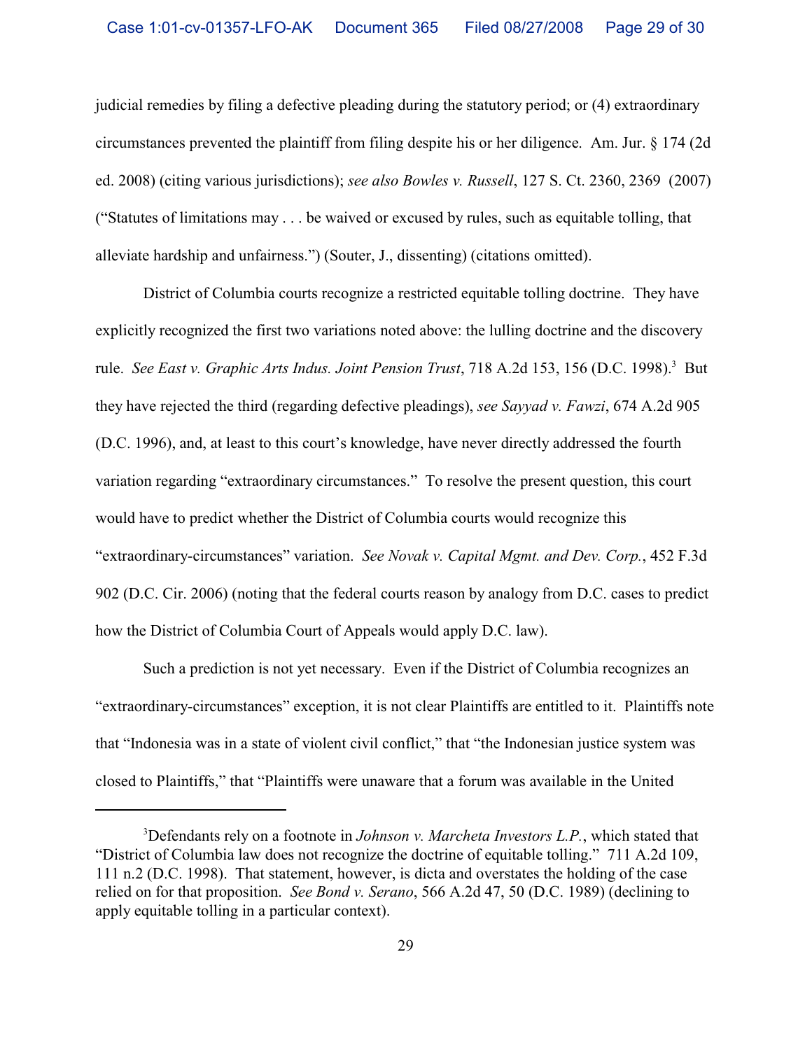judicial remedies by filing a defective pleading during the statutory period; or (4) extraordinary circumstances prevented the plaintiff from filing despite his or her diligence. Am. Jur. § 174 (2d ed. 2008) (citing various jurisdictions); *see also Bowles v. Russell*, 127 S. Ct. 2360, 2369 (2007) ("Statutes of limitations may . . . be waived or excused by rules, such as equitable tolling, that alleviate hardship and unfairness.") (Souter, J., dissenting) (citations omitted).

District of Columbia courts recognize a restricted equitable tolling doctrine. They have explicitly recognized the first two variations noted above: the lulling doctrine and the discovery rule. *See East v. Graphic Arts Indus. Joint Pension Trust*, 718 A.2d 153, 156 (D.C. 1998).[3] But they have rejected the third (regarding defective pleadings), *see Sayyad v. Fawzi*, 674 A.2d 905 (D.C. 1996), and, at least to this court's knowledge, have never directly addressed the fourth variation regarding "extraordinary circumstances." To resolve the present question, this court would have to predict whether the District of Columbia courts would recognize this "extraordinary-circumstances" variation. *See Novak v. Capital Mgmt. and Dev. Corp.*, 452 F.3d 902 (D.C. Cir. 2006) (noting that the federal courts reason by analogy from D.C. cases to predict how the District of Columbia Court of Appeals would apply D.C. law).

Such a prediction is not yet necessary. Even if the District of Columbia recognizes an "extraordinary-circumstances" exception, it is not clear Plaintiffs are entitled to it. Plaintiffs note that "Indonesia was in a state of violent civil conflict," that "the Indonesian justice system was closed to Plaintiffs," that "Plaintiffs were unaware that a forum was available in the United

---

[3] Defendants rely on a footnote in *Johnson v. Marcheta Investors L.P.*, which stated that "District of Columbia law does not recognize the doctrine of equitable tolling." 711 A.2d 109, 111 n.2 (D.C. 1998). That statement, however, is dicta and overstates the holding of the case relied on for that proposition. *See Bond v. Serano*, 566 A.2d 47, 50 (D.C. 1989) (declining to apply equitable tolling in a particular context).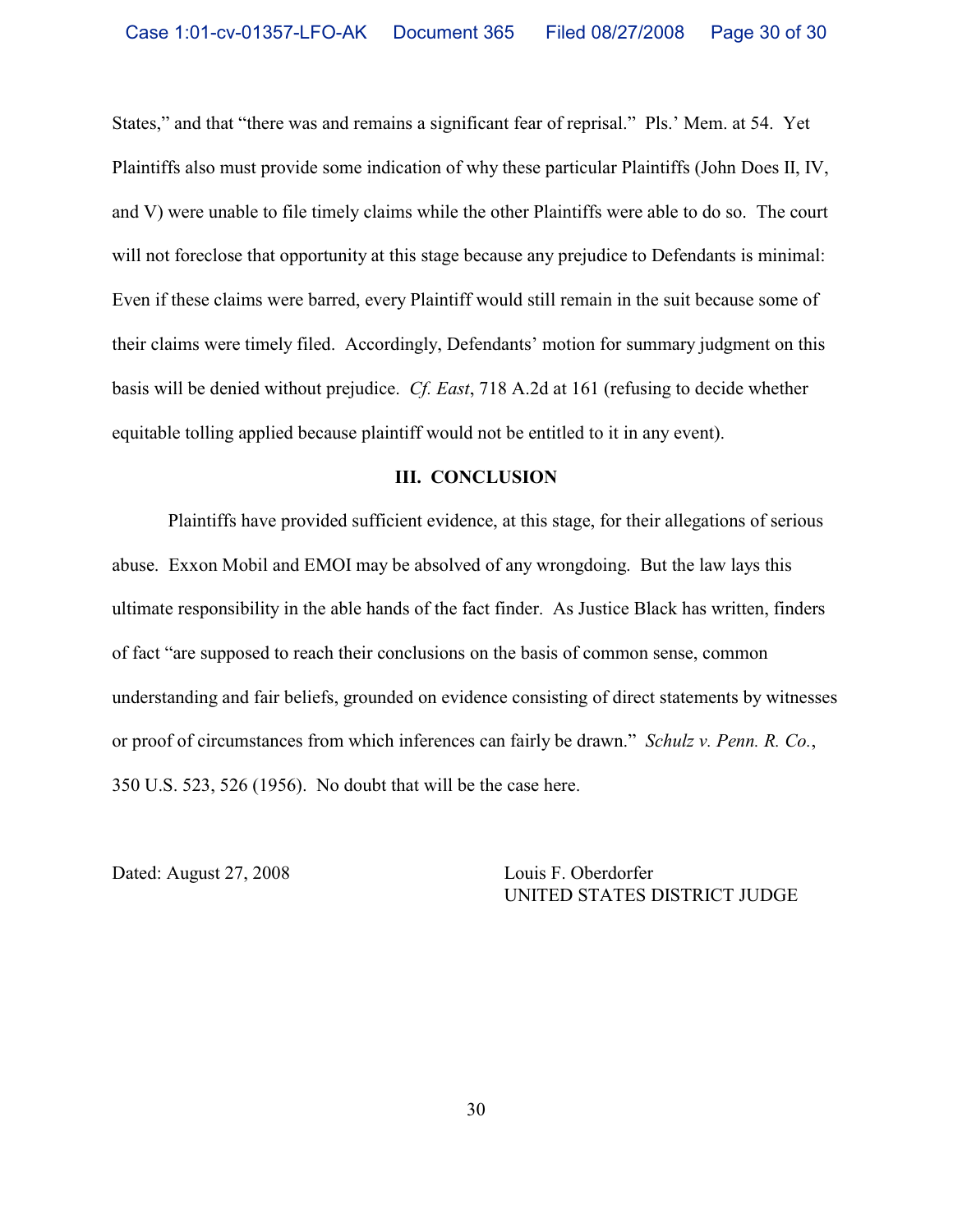States," and that "there was and remains a significant fear of reprisal." Pls.' Mem. at 54. Yet Plaintiffs also must provide some indication of why these particular Plaintiffs (John Does II, IV, and V) were unable to file timely claims while the other Plaintiffs were able to do so. The court will not foreclose that opportunity at this stage because any prejudice to Defendants is minimal: Even if these claims were barred, every Plaintiff would still remain in the suit because some of their claims were timely filed. Accordingly, Defendants' motion for summary judgment on this basis will be denied without prejudice. *Cf. East*, 718 A.2d at 161 (refusing to decide whether equitable tolling applied because plaintiff would not be entitled to it in any event).

## III. CONCLUSION

Plaintiffs have provided sufficient evidence, at this stage, for their allegations of serious abuse. Exxon Mobil and EMOI may be absolved of any wrongdoing. But the law lays this ultimate responsibility in the able hands of the fact finder. As Justice Black has written, finders of fact "are supposed to reach their conclusions on the basis of common sense, common understanding and fair beliefs, grounded on evidence consisting of direct statements by witnesses or proof of circumstances from which inferences can fairly be drawn." *Schulz v. Penn. R. Co.*, 350 U.S. 523, 526 (1956). No doubt that will be the case here.

Dated: August 27, 2008

Louis F. Oberdorfer
UNITED STATES DISTRICT JUDGE